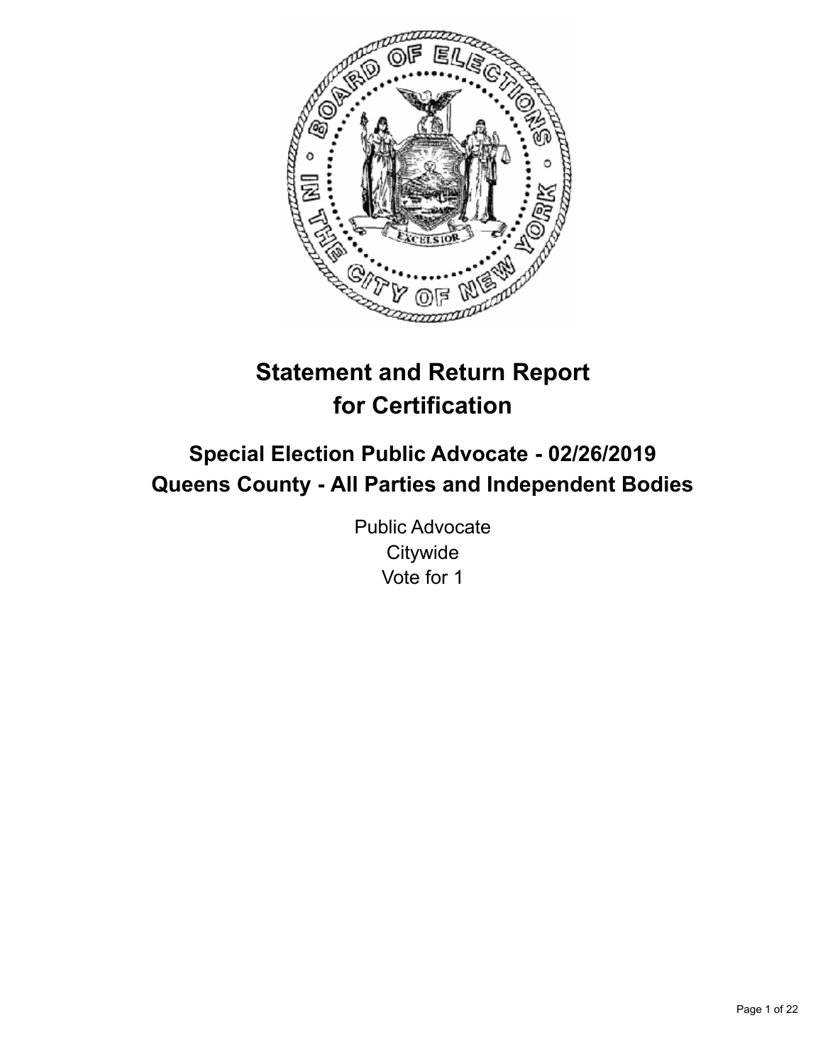# Statement and Return Report for Certification

## Special Election Public Advocate - 02/26/2019
## Queens County - All Parties and Independent Bodies

Public Advocate
Citywide
Vote for 1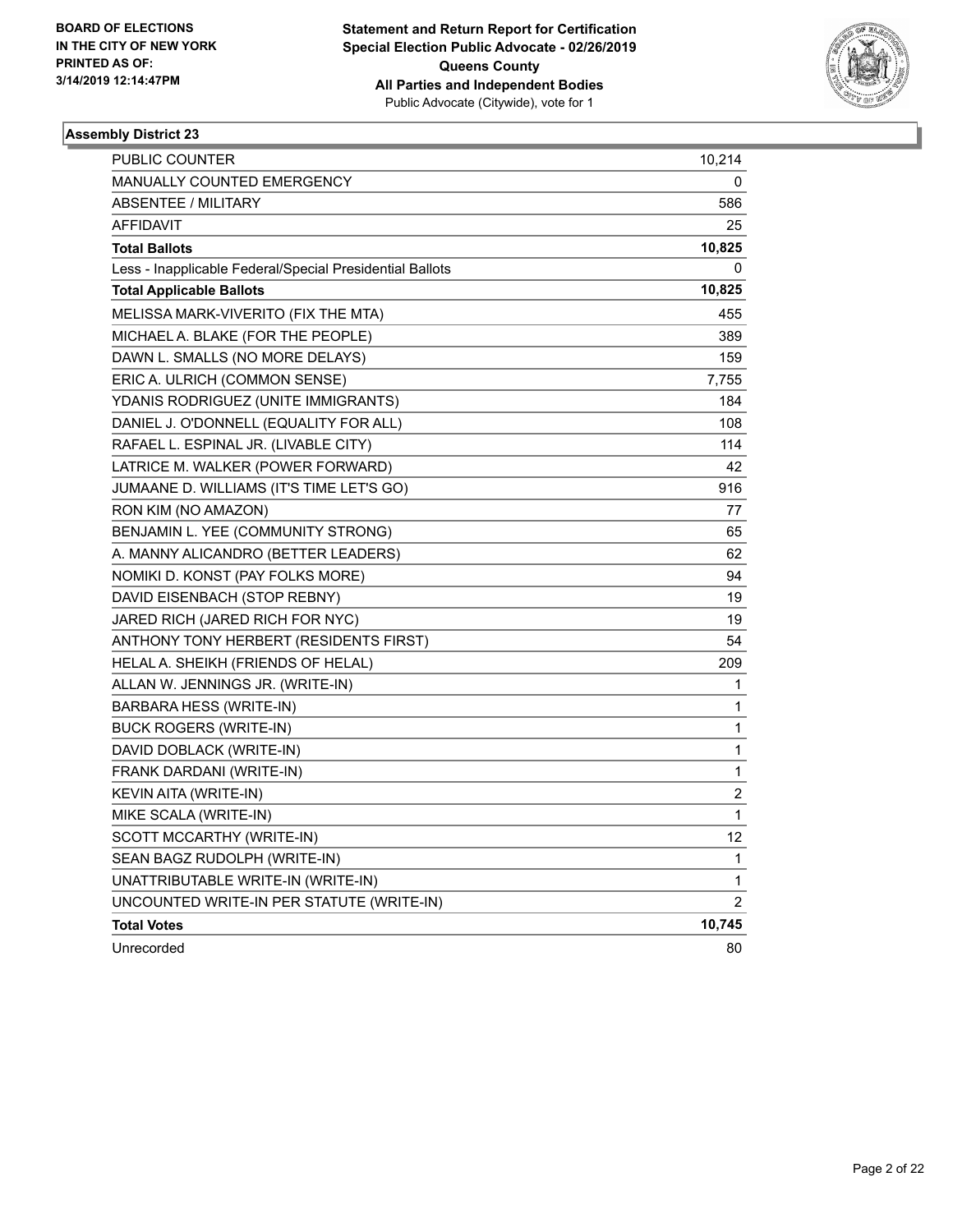BOARD OF ELECTIONS
IN THE CITY OF NEW YORK
PRINTED AS OF:
3/14/2019 12:14:47PM

**Statement and Return Report for Certification**
**Special Election Public Advocate - 02/26/2019**
**Queens County**
**All Parties and Independent Bodies**
Public Advocate (Citywide), vote for 1

### Assembly District 23

| | |
|---|---|
| PUBLIC COUNTER | 10,214 |
| MANUALLY COUNTED EMERGENCY | 0 |
| ABSENTEE / MILITARY | 586 |
| AFFIDAVIT | 25 |
| **Total Ballots** | **10,825** |
| Less - Inapplicable Federal/Special Presidential Ballots | 0 |
| **Total Applicable Ballots** | **10,825** |
| MELISSA MARK-VIVERITO (FIX THE MTA) | 455 |
| MICHAEL A. BLAKE (FOR THE PEOPLE) | 389 |
| DAWN L. SMALLS (NO MORE DELAYS) | 159 |
| ERIC A. ULRICH (COMMON SENSE) | 7,755 |
| YDANIS RODRIGUEZ (UNITE IMMIGRANTS) | 184 |
| DANIEL J. O'DONNELL (EQUALITY FOR ALL) | 108 |
| RAFAEL L. ESPINAL JR. (LIVABLE CITY) | 114 |
| LATRICE M. WALKER (POWER FORWARD) | 42 |
| JUMAANE D. WILLIAMS (IT'S TIME LET'S GO) | 916 |
| RON KIM (NO AMAZON) | 77 |
| BENJAMIN L. YEE (COMMUNITY STRONG) | 65 |
| A. MANNY ALICANDRO (BETTER LEADERS) | 62 |
| NOMIKI D. KONST (PAY FOLKS MORE) | 94 |
| DAVID EISENBACH (STOP REBNY) | 19 |
| JARED RICH (JARED RICH FOR NYC) | 19 |
| ANTHONY TONY HERBERT (RESIDENTS FIRST) | 54 |
| HELAL A. SHEIKH (FRIENDS OF HELAL) | 209 |
| ALLAN W. JENNINGS JR. (WRITE-IN) | 1 |
| BARBARA HESS (WRITE-IN) | 1 |
| BUCK ROGERS (WRITE-IN) | 1 |
| DAVID DOBLACK (WRITE-IN) | 1 |
| FRANK DARDANI (WRITE-IN) | 1 |
| KEVIN AITA (WRITE-IN) | 2 |
| MIKE SCALA (WRITE-IN) | 1 |
| SCOTT MCCARTHY (WRITE-IN) | 12 |
| SEAN BAGZ RUDOLPH (WRITE-IN) | 1 |
| UNATTRIBUTABLE WRITE-IN (WRITE-IN) | 1 |
| UNCOUNTED WRITE-IN PER STATUTE (WRITE-IN) | 2 |
| **Total Votes** | **10,745** |
| Unrecorded | 80 |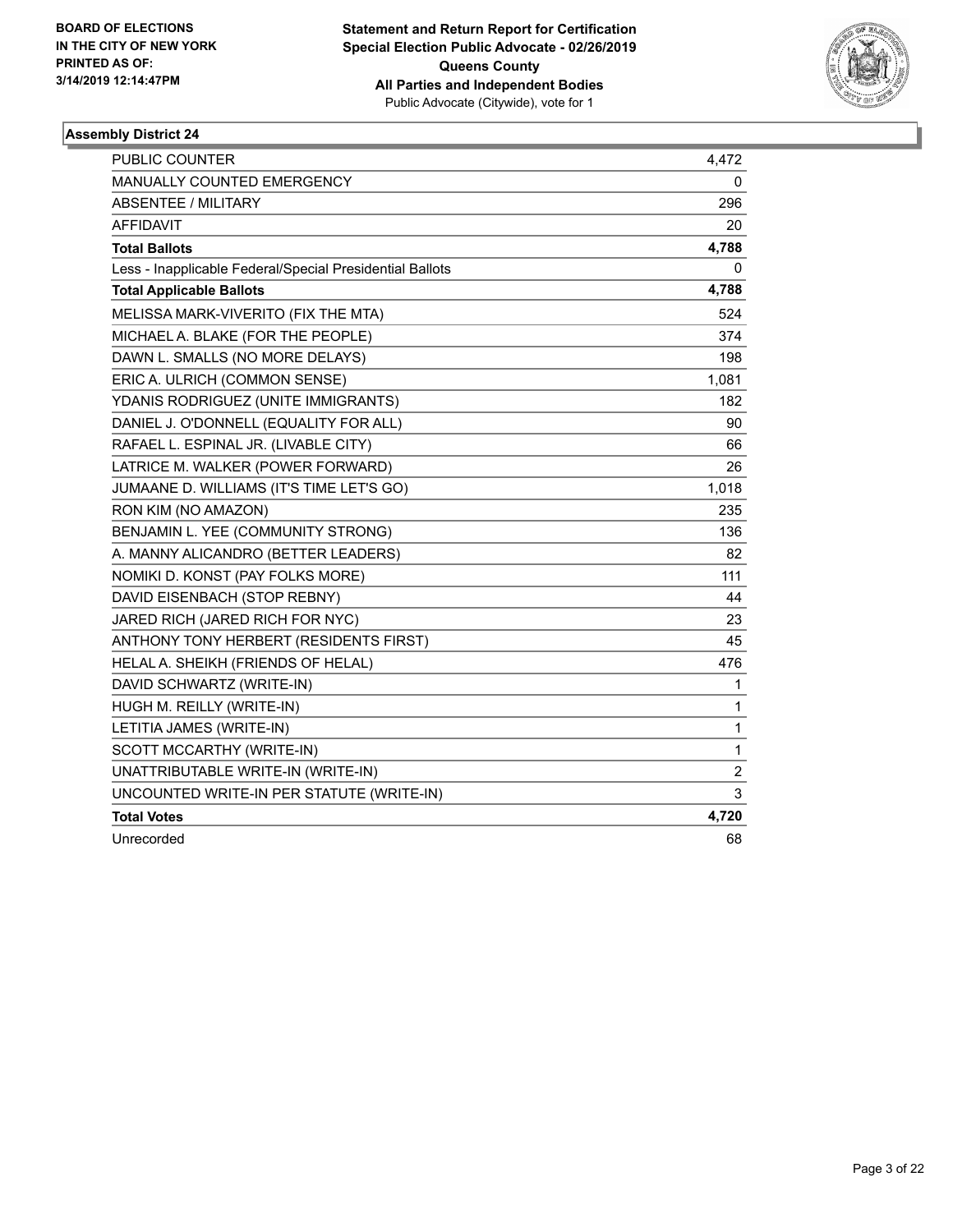**BOARD OF ELECTIONS IN THE CITY OF NEW YORK PRINTED AS OF: 3/14/2019 12:14:47PM**

**Statement and Return Report for Certification Special Election Public Advocate - 02/26/2019 Queens County All Parties and Independent Bodies**
Public Advocate (Citywide), vote for 1

### Assembly District 24

| | |
|---|---|
| PUBLIC COUNTER | 4,472 |
| MANUALLY COUNTED EMERGENCY | 0 |
| ABSENTEE / MILITARY | 296 |
| AFFIDAVIT | 20 |
| **Total Ballots** | **4,788** |
| Less - Inapplicable Federal/Special Presidential Ballots | 0 |
| **Total Applicable Ballots** | **4,788** |
| MELISSA MARK-VIVERITO (FIX THE MTA) | 524 |
| MICHAEL A. BLAKE (FOR THE PEOPLE) | 374 |
| DAWN L. SMALLS (NO MORE DELAYS) | 198 |
| ERIC A. ULRICH (COMMON SENSE) | 1,081 |
| YDANIS RODRIGUEZ (UNITE IMMIGRANTS) | 182 |
| DANIEL J. O'DONNELL (EQUALITY FOR ALL) | 90 |
| RAFAEL L. ESPINAL JR. (LIVABLE CITY) | 66 |
| LATRICE M. WALKER (POWER FORWARD) | 26 |
| JUMAANE D. WILLIAMS (IT'S TIME LET'S GO) | 1,018 |
| RON KIM (NO AMAZON) | 235 |
| BENJAMIN L. YEE (COMMUNITY STRONG) | 136 |
| A. MANNY ALICANDRO (BETTER LEADERS) | 82 |
| NOMIKI D. KONST (PAY FOLKS MORE) | 111 |
| DAVID EISENBACH (STOP REBNY) | 44 |
| JARED RICH (JARED RICH FOR NYC) | 23 |
| ANTHONY TONY HERBERT (RESIDENTS FIRST) | 45 |
| HELAL A. SHEIKH (FRIENDS OF HELAL) | 476 |
| DAVID SCHWARTZ (WRITE-IN) | 1 |
| HUGH M. REILLY (WRITE-IN) | 1 |
| LETITIA JAMES (WRITE-IN) | 1 |
| SCOTT MCCARTHY (WRITE-IN) | 1 |
| UNATTRIBUTABLE WRITE-IN (WRITE-IN) | 2 |
| UNCOUNTED WRITE-IN PER STATUTE (WRITE-IN) | 3 |
| **Total Votes** | **4,720** |
| Unrecorded | 68 |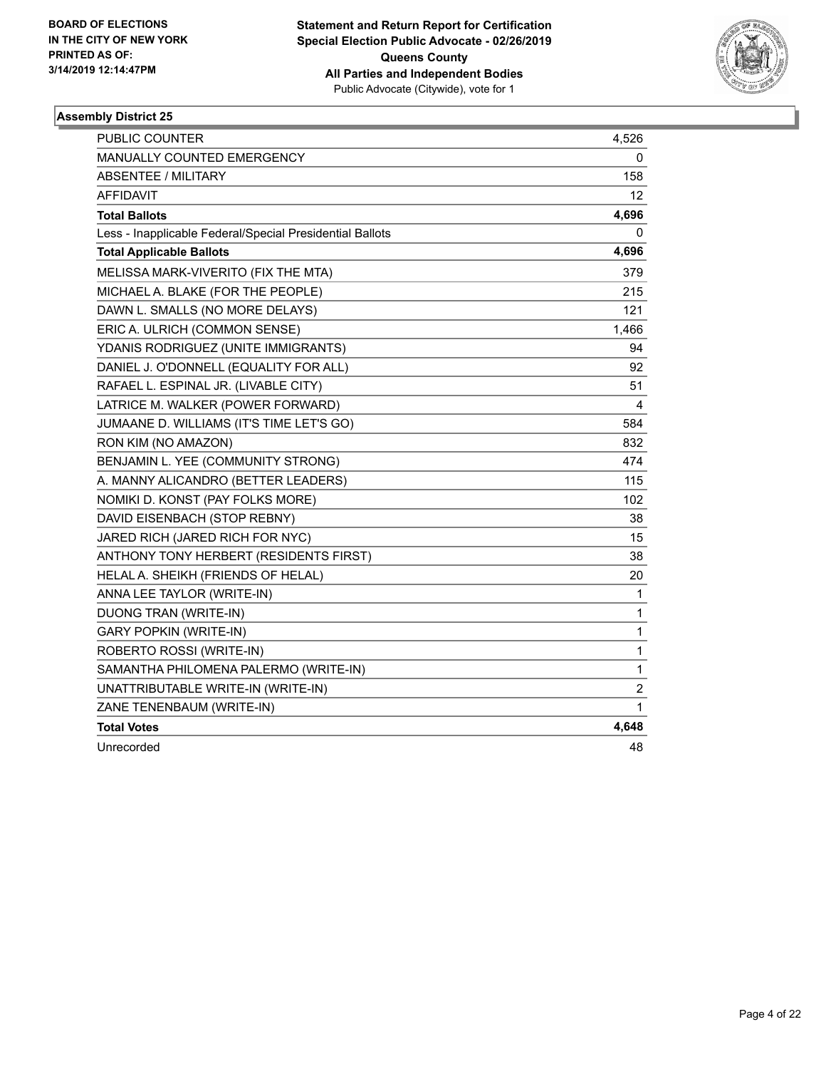**BOARD OF ELECTIONS IN THE CITY OF NEW YORK PRINTED AS OF: 3/14/2019 12:14:47PM**

**Statement and Return Report for Certification Special Election Public Advocate - 02/26/2019 Queens County All Parties and Independent Bodies**
Public Advocate (Citywide), vote for 1

### Assembly District 25

| | |
|---|---|
| PUBLIC COUNTER | 4,526 |
| MANUALLY COUNTED EMERGENCY | 0 |
| ABSENTEE / MILITARY | 158 |
| AFFIDAVIT | 12 |
| **Total Ballots** | **4,696** |
| Less - Inapplicable Federal/Special Presidential Ballots | 0 |
| **Total Applicable Ballots** | **4,696** |
| MELISSA MARK-VIVERITO (FIX THE MTA) | 379 |
| MICHAEL A. BLAKE (FOR THE PEOPLE) | 215 |
| DAWN L. SMALLS (NO MORE DELAYS) | 121 |
| ERIC A. ULRICH (COMMON SENSE) | 1,466 |
| YDANIS RODRIGUEZ (UNITE IMMIGRANTS) | 94 |
| DANIEL J. O'DONNELL (EQUALITY FOR ALL) | 92 |
| RAFAEL L. ESPINAL JR. (LIVABLE CITY) | 51 |
| LATRICE M. WALKER (POWER FORWARD) | 4 |
| JUMAANE D. WILLIAMS (IT'S TIME LET'S GO) | 584 |
| RON KIM (NO AMAZON) | 832 |
| BENJAMIN L. YEE (COMMUNITY STRONG) | 474 |
| A. MANNY ALICANDRO (BETTER LEADERS) | 115 |
| NOMIKI D. KONST (PAY FOLKS MORE) | 102 |
| DAVID EISENBACH (STOP REBNY) | 38 |
| JARED RICH (JARED RICH FOR NYC) | 15 |
| ANTHONY TONY HERBERT (RESIDENTS FIRST) | 38 |
| HELAL A. SHEIKH (FRIENDS OF HELAL) | 20 |
| ANNA LEE TAYLOR (WRITE-IN) | 1 |
| DUONG TRAN (WRITE-IN) | 1 |
| GARY POPKIN (WRITE-IN) | 1 |
| ROBERTO ROSSI (WRITE-IN) | 1 |
| SAMANTHA PHILOMENA PALERMO (WRITE-IN) | 1 |
| UNATTRIBUTABLE WRITE-IN (WRITE-IN) | 2 |
| ZANE TENENBAUM (WRITE-IN) | 1 |
| **Total Votes** | **4,648** |
| Unrecorded | 48 |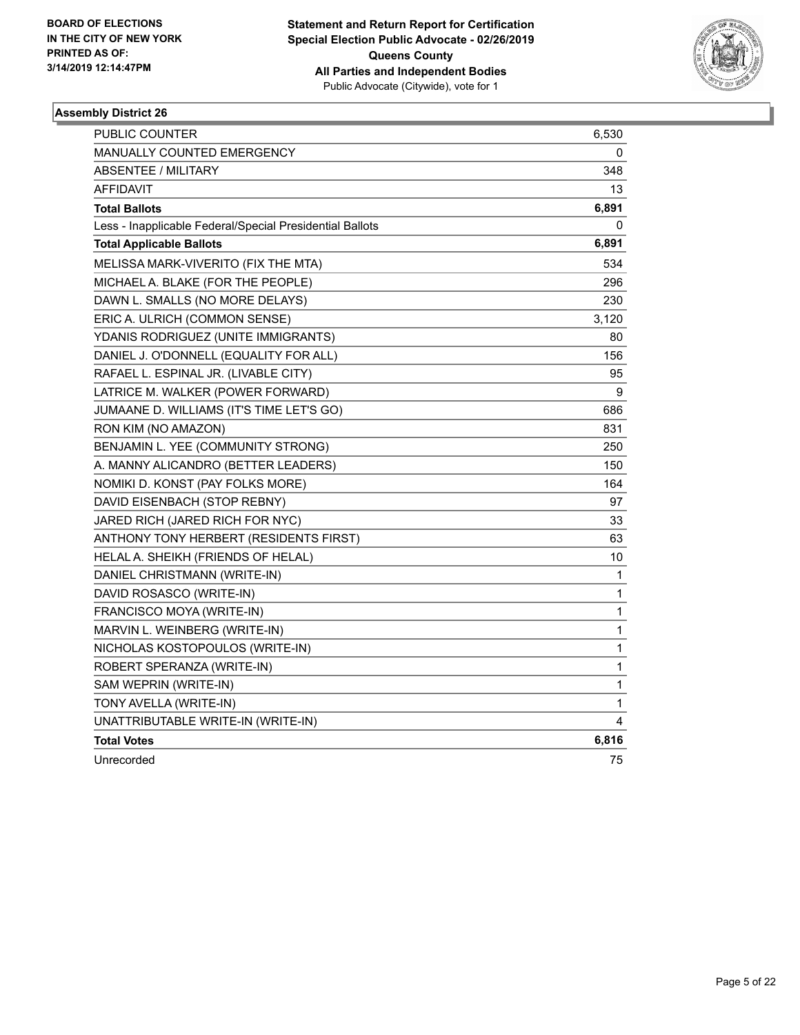BOARD OF ELECTIONS
IN THE CITY OF NEW YORK
PRINTED AS OF:
3/14/2019 12:14:47PM

**Statement and Return Report for Certification**
**Special Election Public Advocate - 02/26/2019**
**Queens County**
**All Parties and Independent Bodies**
Public Advocate (Citywide), vote for 1

### Assembly District 26

| | |
|---|---|
| PUBLIC COUNTER | 6,530 |
| MANUALLY COUNTED EMERGENCY | 0 |
| ABSENTEE / MILITARY | 348 |
| AFFIDAVIT | 13 |
| **Total Ballots** | **6,891** |
| Less - Inapplicable Federal/Special Presidential Ballots | 0 |
| **Total Applicable Ballots** | **6,891** |
| MELISSA MARK-VIVERITO (FIX THE MTA) | 534 |
| MICHAEL A. BLAKE (FOR THE PEOPLE) | 296 |
| DAWN L. SMALLS (NO MORE DELAYS) | 230 |
| ERIC A. ULRICH (COMMON SENSE) | 3,120 |
| YDANIS RODRIGUEZ (UNITE IMMIGRANTS) | 80 |
| DANIEL J. O'DONNELL (EQUALITY FOR ALL) | 156 |
| RAFAEL L. ESPINAL JR. (LIVABLE CITY) | 95 |
| LATRICE M. WALKER (POWER FORWARD) | 9 |
| JUMAANE D. WILLIAMS (IT'S TIME LET'S GO) | 686 |
| RON KIM (NO AMAZON) | 831 |
| BENJAMIN L. YEE (COMMUNITY STRONG) | 250 |
| A. MANNY ALICANDRO (BETTER LEADERS) | 150 |
| NOMIKI D. KONST (PAY FOLKS MORE) | 164 |
| DAVID EISENBACH (STOP REBNY) | 97 |
| JARED RICH (JARED RICH FOR NYC) | 33 |
| ANTHONY TONY HERBERT (RESIDENTS FIRST) | 63 |
| HELAL A. SHEIKH (FRIENDS OF HELAL) | 10 |
| DANIEL CHRISTMANN (WRITE-IN) | 1 |
| DAVID ROSASCO (WRITE-IN) | 1 |
| FRANCISCO MOYA (WRITE-IN) | 1 |
| MARVIN L. WEINBERG (WRITE-IN) | 1 |
| NICHOLAS KOSTOPOULOS (WRITE-IN) | 1 |
| ROBERT SPERANZA (WRITE-IN) | 1 |
| SAM WEPRIN (WRITE-IN) | 1 |
| TONY AVELLA (WRITE-IN) | 1 |
| UNATTRIBUTABLE WRITE-IN (WRITE-IN) | 4 |
| **Total Votes** | **6,816** |
| Unrecorded | 75 |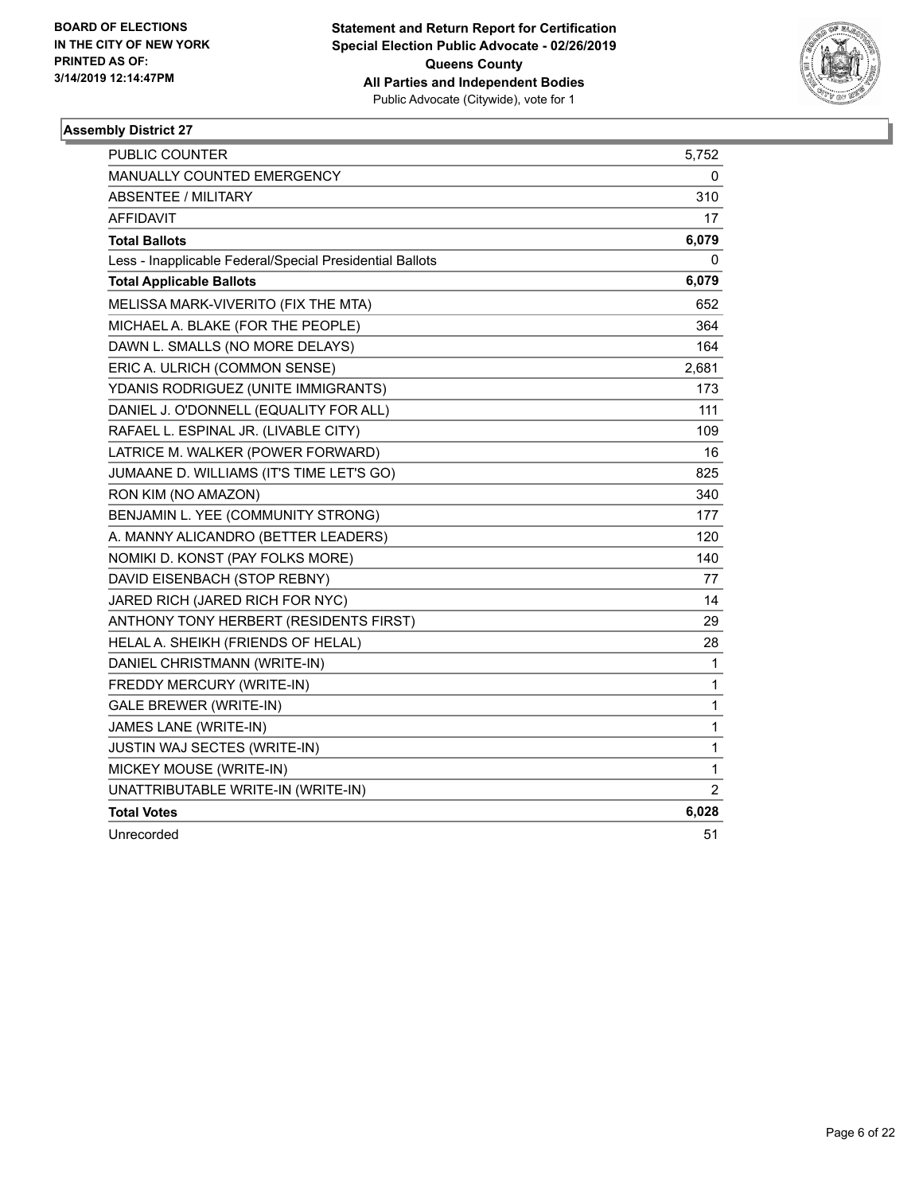BOARD OF ELECTIONS
IN THE CITY OF NEW YORK
PRINTED AS OF:
3/14/2019 12:14:47PM

**Statement and Return Report for Certification**
**Special Election Public Advocate - 02/26/2019**
**Queens County**
**All Parties and Independent Bodies**
Public Advocate (Citywide), vote for 1

### Assembly District 27

| | |
|---|---|
| PUBLIC COUNTER | 5,752 |
| MANUALLY COUNTED EMERGENCY | 0 |
| ABSENTEE / MILITARY | 310 |
| AFFIDAVIT | 17 |
| **Total Ballots** | **6,079** |
| Less - Inapplicable Federal/Special Presidential Ballots | 0 |
| **Total Applicable Ballots** | **6,079** |
| MELISSA MARK-VIVERITO (FIX THE MTA) | 652 |
| MICHAEL A. BLAKE (FOR THE PEOPLE) | 364 |
| DAWN L. SMALLS (NO MORE DELAYS) | 164 |
| ERIC A. ULRICH (COMMON SENSE) | 2,681 |
| YDANIS RODRIGUEZ (UNITE IMMIGRANTS) | 173 |
| DANIEL J. O'DONNELL (EQUALITY FOR ALL) | 111 |
| RAFAEL L. ESPINAL JR. (LIVABLE CITY) | 109 |
| LATRICE M. WALKER (POWER FORWARD) | 16 |
| JUMAANE D. WILLIAMS (IT'S TIME LET'S GO) | 825 |
| RON KIM (NO AMAZON) | 340 |
| BENJAMIN L. YEE (COMMUNITY STRONG) | 177 |
| A. MANNY ALICANDRO (BETTER LEADERS) | 120 |
| NOMIKI D. KONST (PAY FOLKS MORE) | 140 |
| DAVID EISENBACH (STOP REBNY) | 77 |
| JARED RICH (JARED RICH FOR NYC) | 14 |
| ANTHONY TONY HERBERT (RESIDENTS FIRST) | 29 |
| HELAL A. SHEIKH (FRIENDS OF HELAL) | 28 |
| DANIEL CHRISTMANN (WRITE-IN) | 1 |
| FREDDY MERCURY (WRITE-IN) | 1 |
| GALE BREWER (WRITE-IN) | 1 |
| JAMES LANE (WRITE-IN) | 1 |
| JUSTIN WAJ SECTES (WRITE-IN) | 1 |
| MICKEY MOUSE (WRITE-IN) | 1 |
| UNATTRIBUTABLE WRITE-IN (WRITE-IN) | 2 |
| **Total Votes** | **6,028** |
| Unrecorded | 51 |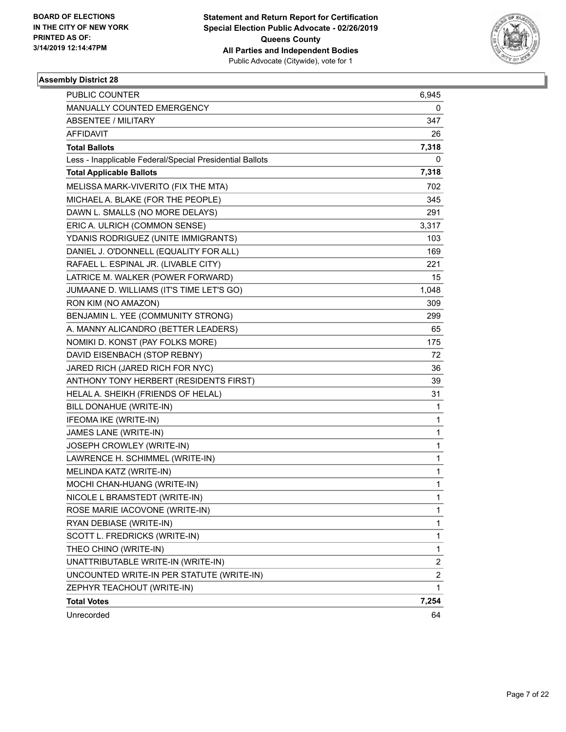BOARD OF ELECTIONS
IN THE CITY OF NEW YORK
PRINTED AS OF:
3/14/2019 12:14:47PM

**Statement and Return Report for Certification**
**Special Election Public Advocate - 02/26/2019**
**Queens County**
**All Parties and Independent Bodies**
Public Advocate (Citywide), vote for 1

### Assembly District 28

| | |
|---|---|
| PUBLIC COUNTER | 6,945 |
| MANUALLY COUNTED EMERGENCY | 0 |
| ABSENTEE / MILITARY | 347 |
| AFFIDAVIT | 26 |
| **Total Ballots** | **7,318** |
| Less - Inapplicable Federal/Special Presidential Ballots | 0 |
| **Total Applicable Ballots** | **7,318** |
| MELISSA MARK-VIVERITO (FIX THE MTA) | 702 |
| MICHAEL A. BLAKE (FOR THE PEOPLE) | 345 |
| DAWN L. SMALLS (NO MORE DELAYS) | 291 |
| ERIC A. ULRICH (COMMON SENSE) | 3,317 |
| YDANIS RODRIGUEZ (UNITE IMMIGRANTS) | 103 |
| DANIEL J. O'DONNELL (EQUALITY FOR ALL) | 169 |
| RAFAEL L. ESPINAL JR. (LIVABLE CITY) | 221 |
| LATRICE M. WALKER (POWER FORWARD) | 15 |
| JUMAANE D. WILLIAMS (IT'S TIME LET'S GO) | 1,048 |
| RON KIM (NO AMAZON) | 309 |
| BENJAMIN L. YEE (COMMUNITY STRONG) | 299 |
| A. MANNY ALICANDRO (BETTER LEADERS) | 65 |
| NOMIKI D. KONST (PAY FOLKS MORE) | 175 |
| DAVID EISENBACH (STOP REBNY) | 72 |
| JARED RICH (JARED RICH FOR NYC) | 36 |
| ANTHONY TONY HERBERT (RESIDENTS FIRST) | 39 |
| HELAL A. SHEIKH (FRIENDS OF HELAL) | 31 |
| BILL DONAHUE (WRITE-IN) | 1 |
| IFEOMA IKE (WRITE-IN) | 1 |
| JAMES LANE (WRITE-IN) | 1 |
| JOSEPH CROWLEY (WRITE-IN) | 1 |
| LAWRENCE H. SCHIMMEL (WRITE-IN) | 1 |
| MELINDA KATZ (WRITE-IN) | 1 |
| MOCHI CHAN-HUANG (WRITE-IN) | 1 |
| NICOLE L BRAMSTEDT (WRITE-IN) | 1 |
| ROSE MARIE IACOVONE (WRITE-IN) | 1 |
| RYAN DEBIASE (WRITE-IN) | 1 |
| SCOTT L. FREDRICKS (WRITE-IN) | 1 |
| THEO CHINO (WRITE-IN) | 1 |
| UNATTRIBUTABLE WRITE-IN (WRITE-IN) | 2 |
| UNCOUNTED WRITE-IN PER STATUTE (WRITE-IN) | 2 |
| ZEPHYR TEACHOUT (WRITE-IN) | 1 |
| **Total Votes** | **7,254** |
| Unrecorded | 64 |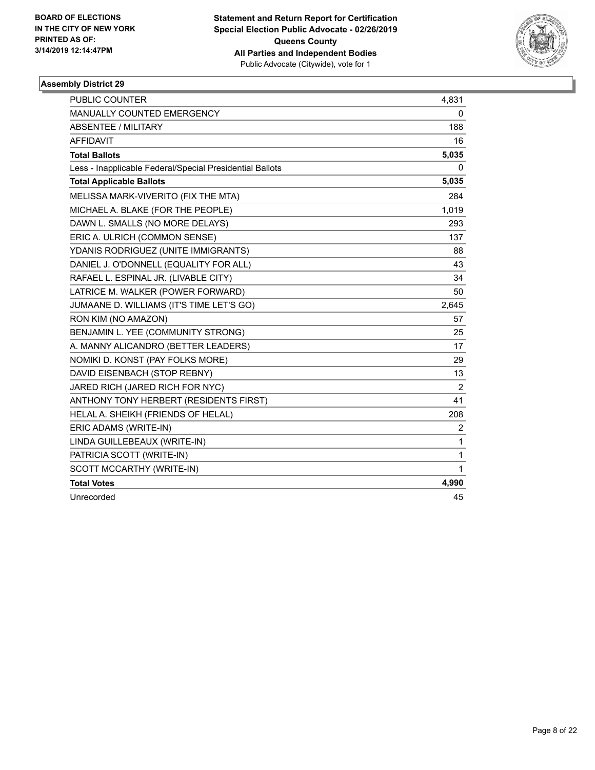**BOARD OF ELECTIONS IN THE CITY OF NEW YORK PRINTED AS OF: 3/14/2019 12:14:47PM**

**Statement and Return Report for Certification Special Election Public Advocate - 02/26/2019 Queens County All Parties and Independent Bodies**
Public Advocate (Citywide), vote for 1

### Assembly District 29

| | |
|---|---|
| PUBLIC COUNTER | 4,831 |
| MANUALLY COUNTED EMERGENCY | 0 |
| ABSENTEE / MILITARY | 188 |
| AFFIDAVIT | 16 |
| **Total Ballots** | **5,035** |
| Less - Inapplicable Federal/Special Presidential Ballots | 0 |
| **Total Applicable Ballots** | **5,035** |
| MELISSA MARK-VIVERITO (FIX THE MTA) | 284 |
| MICHAEL A. BLAKE (FOR THE PEOPLE) | 1,019 |
| DAWN L. SMALLS (NO MORE DELAYS) | 293 |
| ERIC A. ULRICH (COMMON SENSE) | 137 |
| YDANIS RODRIGUEZ (UNITE IMMIGRANTS) | 88 |
| DANIEL J. O'DONNELL (EQUALITY FOR ALL) | 43 |
| RAFAEL L. ESPINAL JR. (LIVABLE CITY) | 34 |
| LATRICE M. WALKER (POWER FORWARD) | 50 |
| JUMAANE D. WILLIAMS (IT'S TIME LET'S GO) | 2,645 |
| RON KIM (NO AMAZON) | 57 |
| BENJAMIN L. YEE (COMMUNITY STRONG) | 25 |
| A. MANNY ALICANDRO (BETTER LEADERS) | 17 |
| NOMIKI D. KONST (PAY FOLKS MORE) | 29 |
| DAVID EISENBACH (STOP REBNY) | 13 |
| JARED RICH (JARED RICH FOR NYC) | 2 |
| ANTHONY TONY HERBERT (RESIDENTS FIRST) | 41 |
| HELAL A. SHEIKH (FRIENDS OF HELAL) | 208 |
| ERIC ADAMS (WRITE-IN) | 2 |
| LINDA GUILLEBEAUX (WRITE-IN) | 1 |
| PATRICIA SCOTT (WRITE-IN) | 1 |
| SCOTT MCCARTHY (WRITE-IN) | 1 |
| **Total Votes** | **4,990** |
| Unrecorded | 45 |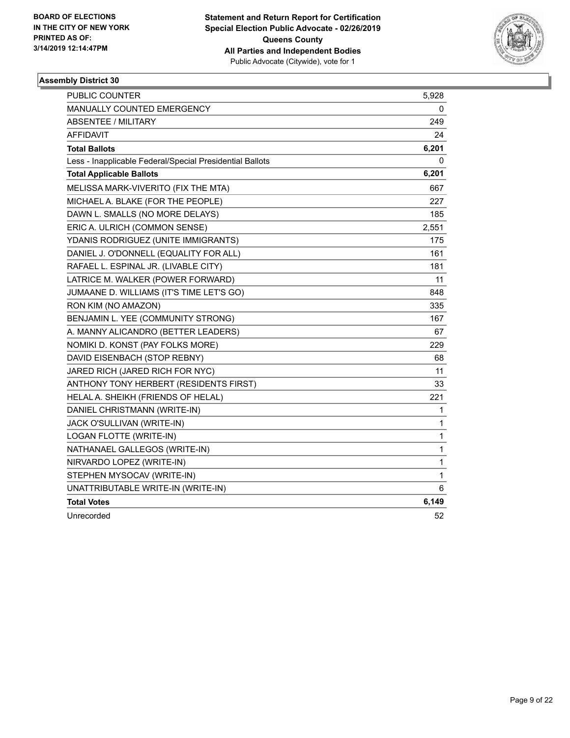BOARD OF ELECTIONS
IN THE CITY OF NEW YORK
PRINTED AS OF:
3/14/2019 12:14:47PM

**Statement and Return Report for Certification**
**Special Election Public Advocate - 02/26/2019**
**Queens County**
**All Parties and Independent Bodies**
Public Advocate (Citywide), vote for 1

### Assembly District 30

| | |
|---|---|
| PUBLIC COUNTER | 5,928 |
| MANUALLY COUNTED EMERGENCY | 0 |
| ABSENTEE / MILITARY | 249 |
| AFFIDAVIT | 24 |
| **Total Ballots** | **6,201** |
| Less - Inapplicable Federal/Special Presidential Ballots | 0 |
| **Total Applicable Ballots** | **6,201** |
| MELISSA MARK-VIVERITO (FIX THE MTA) | 667 |
| MICHAEL A. BLAKE (FOR THE PEOPLE) | 227 |
| DAWN L. SMALLS (NO MORE DELAYS) | 185 |
| ERIC A. ULRICH (COMMON SENSE) | 2,551 |
| YDANIS RODRIGUEZ (UNITE IMMIGRANTS) | 175 |
| DANIEL J. O'DONNELL (EQUALITY FOR ALL) | 161 |
| RAFAEL L. ESPINAL JR. (LIVABLE CITY) | 181 |
| LATRICE M. WALKER (POWER FORWARD) | 11 |
| JUMAANE D. WILLIAMS (IT'S TIME LET'S GO) | 848 |
| RON KIM (NO AMAZON) | 335 |
| BENJAMIN L. YEE (COMMUNITY STRONG) | 167 |
| A. MANNY ALICANDRO (BETTER LEADERS) | 67 |
| NOMIKI D. KONST (PAY FOLKS MORE) | 229 |
| DAVID EISENBACH (STOP REBNY) | 68 |
| JARED RICH (JARED RICH FOR NYC) | 11 |
| ANTHONY TONY HERBERT (RESIDENTS FIRST) | 33 |
| HELAL A. SHEIKH (FRIENDS OF HELAL) | 221 |
| DANIEL CHRISTMANN (WRITE-IN) | 1 |
| JACK O'SULLIVAN (WRITE-IN) | 1 |
| LOGAN FLOTTE (WRITE-IN) | 1 |
| NATHANAEL GALLEGOS (WRITE-IN) | 1 |
| NIRVARDO LOPEZ (WRITE-IN) | 1 |
| STEPHEN MYSOCAV (WRITE-IN) | 1 |
| UNATTRIBUTABLE WRITE-IN (WRITE-IN) | 6 |
| **Total Votes** | **6,149** |
| Unrecorded | 52 |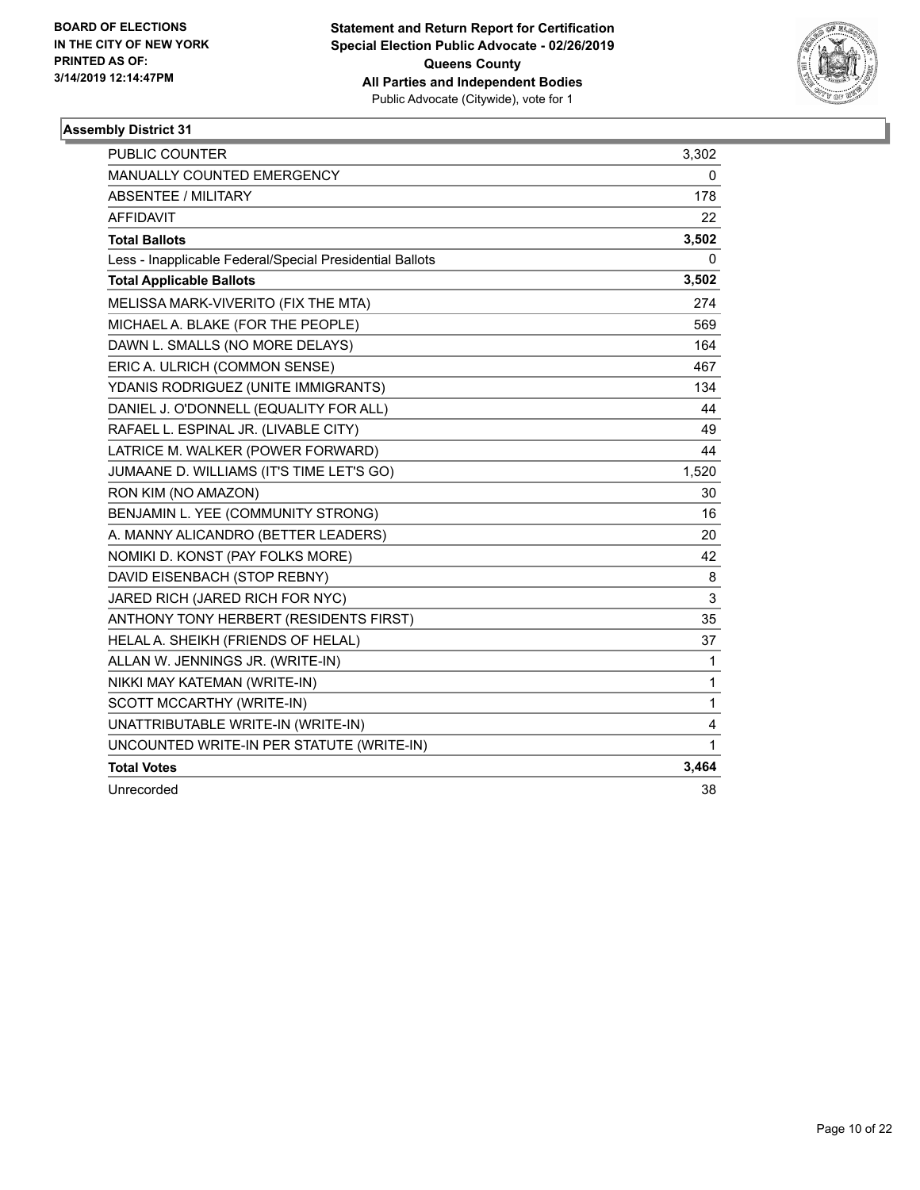BOARD OF ELECTIONS
IN THE CITY OF NEW YORK
PRINTED AS OF:
3/14/2019 12:14:47PM

**Statement and Return Report for Certification**
**Special Election Public Advocate - 02/26/2019**
**Queens County**
**All Parties and Independent Bodies**
Public Advocate (Citywide), vote for 1

### Assembly District 31

| | |
|---|---|
| PUBLIC COUNTER | 3,302 |
| MANUALLY COUNTED EMERGENCY | 0 |
| ABSENTEE / MILITARY | 178 |
| AFFIDAVIT | 22 |
| **Total Ballots** | **3,502** |
| Less - Inapplicable Federal/Special Presidential Ballots | 0 |
| **Total Applicable Ballots** | **3,502** |
| MELISSA MARK-VIVERITO (FIX THE MTA) | 274 |
| MICHAEL A. BLAKE (FOR THE PEOPLE) | 569 |
| DAWN L. SMALLS (NO MORE DELAYS) | 164 |
| ERIC A. ULRICH (COMMON SENSE) | 467 |
| YDANIS RODRIGUEZ (UNITE IMMIGRANTS) | 134 |
| DANIEL J. O'DONNELL (EQUALITY FOR ALL) | 44 |
| RAFAEL L. ESPINAL JR. (LIVABLE CITY) | 49 |
| LATRICE M. WALKER (POWER FORWARD) | 44 |
| JUMAANE D. WILLIAMS (IT'S TIME LET'S GO) | 1,520 |
| RON KIM (NO AMAZON) | 30 |
| BENJAMIN L. YEE (COMMUNITY STRONG) | 16 |
| A. MANNY ALICANDRO (BETTER LEADERS) | 20 |
| NOMIKI D. KONST (PAY FOLKS MORE) | 42 |
| DAVID EISENBACH (STOP REBNY) | 8 |
| JARED RICH (JARED RICH FOR NYC) | 3 |
| ANTHONY TONY HERBERT (RESIDENTS FIRST) | 35 |
| HELAL A. SHEIKH (FRIENDS OF HELAL) | 37 |
| ALLAN W. JENNINGS JR. (WRITE-IN) | 1 |
| NIKKI MAY KATEMAN (WRITE-IN) | 1 |
| SCOTT MCCARTHY (WRITE-IN) | 1 |
| UNATTRIBUTABLE WRITE-IN (WRITE-IN) | 4 |
| UNCOUNTED WRITE-IN PER STATUTE (WRITE-IN) | 1 |
| **Total Votes** | **3,464** |
| Unrecorded | 38 |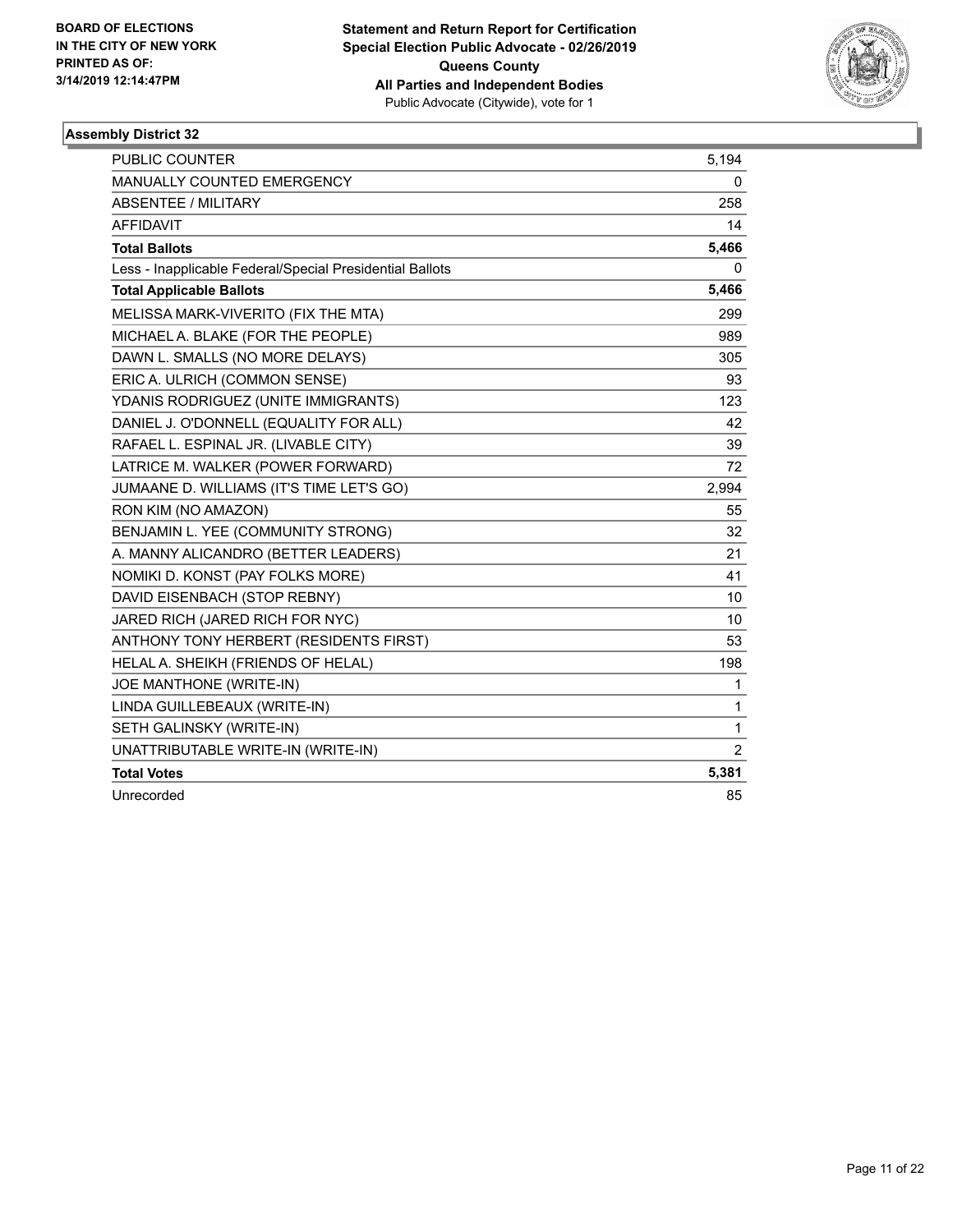BOARD OF ELECTIONS
IN THE CITY OF NEW YORK
PRINTED AS OF:
3/14/2019 12:14:47PM

**Statement and Return Report for Certification**
**Special Election Public Advocate - 02/26/2019**
**Queens County**
**All Parties and Independent Bodies**
Public Advocate (Citywide), vote for 1

### Assembly District 32

| | |
|---|---|
| PUBLIC COUNTER | 5,194 |
| MANUALLY COUNTED EMERGENCY | 0 |
| ABSENTEE / MILITARY | 258 |
| AFFIDAVIT | 14 |
| **Total Ballots** | **5,466** |
| Less - Inapplicable Federal/Special Presidential Ballots | 0 |
| **Total Applicable Ballots** | **5,466** |
| MELISSA MARK-VIVERITO (FIX THE MTA) | 299 |
| MICHAEL A. BLAKE (FOR THE PEOPLE) | 989 |
| DAWN L. SMALLS (NO MORE DELAYS) | 305 |
| ERIC A. ULRICH (COMMON SENSE) | 93 |
| YDANIS RODRIGUEZ (UNITE IMMIGRANTS) | 123 |
| DANIEL J. O'DONNELL (EQUALITY FOR ALL) | 42 |
| RAFAEL L. ESPINAL JR. (LIVABLE CITY) | 39 |
| LATRICE M. WALKER (POWER FORWARD) | 72 |
| JUMAANE D. WILLIAMS (IT'S TIME LET'S GO) | 2,994 |
| RON KIM (NO AMAZON) | 55 |
| BENJAMIN L. YEE (COMMUNITY STRONG) | 32 |
| A. MANNY ALICANDRO (BETTER LEADERS) | 21 |
| NOMIKI D. KONST (PAY FOLKS MORE) | 41 |
| DAVID EISENBACH (STOP REBNY) | 10 |
| JARED RICH (JARED RICH FOR NYC) | 10 |
| ANTHONY TONY HERBERT (RESIDENTS FIRST) | 53 |
| HELAL A. SHEIKH (FRIENDS OF HELAL) | 198 |
| JOE MANTHONE (WRITE-IN) | 1 |
| LINDA GUILLEBEAUX (WRITE-IN) | 1 |
| SETH GALINSKY (WRITE-IN) | 1 |
| UNATTRIBUTABLE WRITE-IN (WRITE-IN) | 2 |
| **Total Votes** | **5,381** |
| Unrecorded | 85 |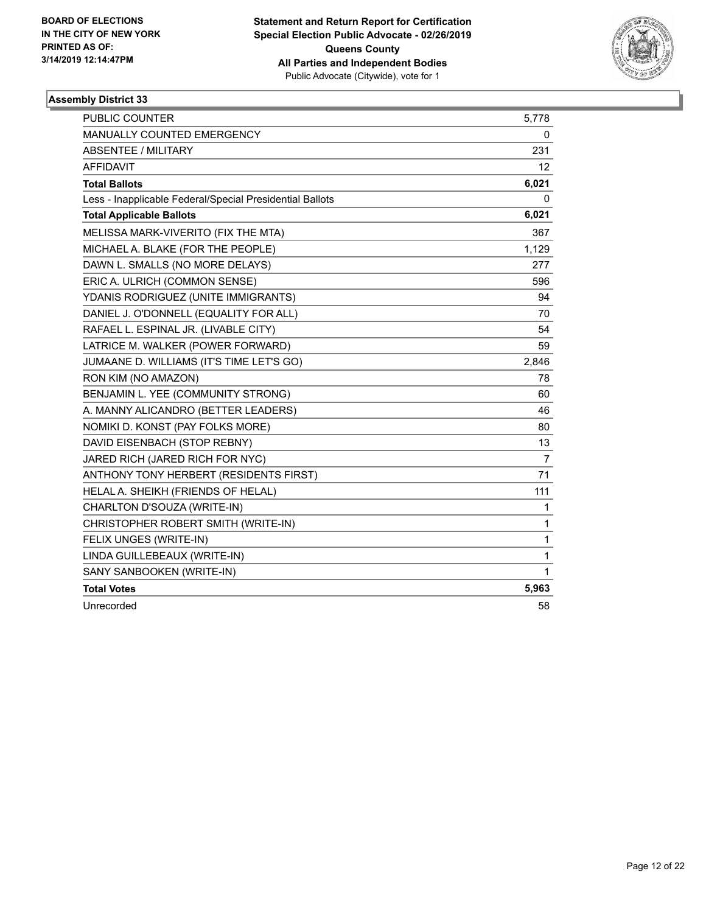**BOARD OF ELECTIONS IN THE CITY OF NEW YORK PRINTED AS OF: 3/14/2019 12:14:47PM**

**Statement and Return Report for Certification Special Election Public Advocate - 02/26/2019 Queens County All Parties and Independent Bodies**
Public Advocate (Citywide), vote for 1

### Assembly District 33

| | |
|---|---|
| PUBLIC COUNTER | 5,778 |
| MANUALLY COUNTED EMERGENCY | 0 |
| ABSENTEE / MILITARY | 231 |
| AFFIDAVIT | 12 |
| **Total Ballots** | **6,021** |
| Less - Inapplicable Federal/Special Presidential Ballots | 0 |
| **Total Applicable Ballots** | **6,021** |
| MELISSA MARK-VIVERITO (FIX THE MTA) | 367 |
| MICHAEL A. BLAKE (FOR THE PEOPLE) | 1,129 |
| DAWN L. SMALLS (NO MORE DELAYS) | 277 |
| ERIC A. ULRICH (COMMON SENSE) | 596 |
| YDANIS RODRIGUEZ (UNITE IMMIGRANTS) | 94 |
| DANIEL J. O'DONNELL (EQUALITY FOR ALL) | 70 |
| RAFAEL L. ESPINAL JR. (LIVABLE CITY) | 54 |
| LATRICE M. WALKER (POWER FORWARD) | 59 |
| JUMAANE D. WILLIAMS (IT'S TIME LET'S GO) | 2,846 |
| RON KIM (NO AMAZON) | 78 |
| BENJAMIN L. YEE (COMMUNITY STRONG) | 60 |
| A. MANNY ALICANDRO (BETTER LEADERS) | 46 |
| NOMIKI D. KONST (PAY FOLKS MORE) | 80 |
| DAVID EISENBACH (STOP REBNY) | 13 |
| JARED RICH (JARED RICH FOR NYC) | 7 |
| ANTHONY TONY HERBERT (RESIDENTS FIRST) | 71 |
| HELAL A. SHEIKH (FRIENDS OF HELAL) | 111 |
| CHARLTON D'SOUZA (WRITE-IN) | 1 |
| CHRISTOPHER ROBERT SMITH (WRITE-IN) | 1 |
| FELIX UNGES (WRITE-IN) | 1 |
| LINDA GUILLEBEAUX (WRITE-IN) | 1 |
| SANY SANBOOKEN (WRITE-IN) | 1 |
| **Total Votes** | **5,963** |
| Unrecorded | 58 |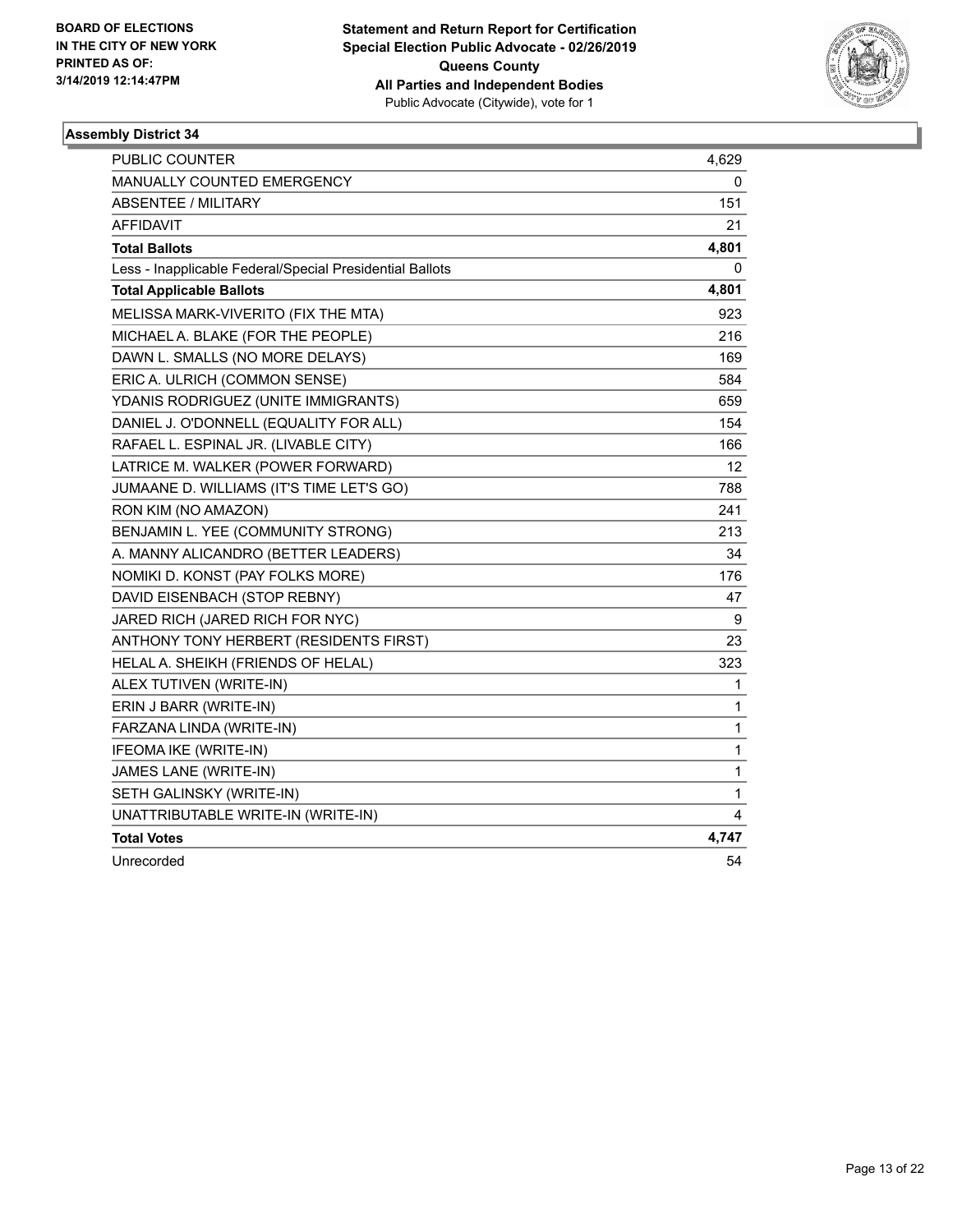**BOARD OF ELECTIONS IN THE CITY OF NEW YORK PRINTED AS OF: 3/14/2019 12:14:47PM**

**Statement and Return Report for Certification Special Election Public Advocate - 02/26/2019 Queens County All Parties and Independent Bodies**
Public Advocate (Citywide), vote for 1

**Assembly District 34**

| | |
|---|---|
| PUBLIC COUNTER | 4,629 |
| MANUALLY COUNTED EMERGENCY | 0 |
| ABSENTEE / MILITARY | 151 |
| AFFIDAVIT | 21 |
| **Total Ballots** | **4,801** |
| Less - Inapplicable Federal/Special Presidential Ballots | 0 |
| **Total Applicable Ballots** | **4,801** |
| MELISSA MARK-VIVERITO (FIX THE MTA) | 923 |
| MICHAEL A. BLAKE (FOR THE PEOPLE) | 216 |
| DAWN L. SMALLS (NO MORE DELAYS) | 169 |
| ERIC A. ULRICH (COMMON SENSE) | 584 |
| YDANIS RODRIGUEZ (UNITE IMMIGRANTS) | 659 |
| DANIEL J. O'DONNELL (EQUALITY FOR ALL) | 154 |
| RAFAEL L. ESPINAL JR. (LIVABLE CITY) | 166 |
| LATRICE M. WALKER (POWER FORWARD) | 12 |
| JUMAANE D. WILLIAMS (IT'S TIME LET'S GO) | 788 |
| RON KIM (NO AMAZON) | 241 |
| BENJAMIN L. YEE (COMMUNITY STRONG) | 213 |
| A. MANNY ALICANDRO (BETTER LEADERS) | 34 |
| NOMIKI D. KONST (PAY FOLKS MORE) | 176 |
| DAVID EISENBACH (STOP REBNY) | 47 |
| JARED RICH (JARED RICH FOR NYC) | 9 |
| ANTHONY TONY HERBERT (RESIDENTS FIRST) | 23 |
| HELAL A. SHEIKH (FRIENDS OF HELAL) | 323 |
| ALEX TUTIVEN (WRITE-IN) | 1 |
| ERIN J BARR (WRITE-IN) | 1 |
| FARZANA LINDA (WRITE-IN) | 1 |
| IFEOMA IKE (WRITE-IN) | 1 |
| JAMES LANE (WRITE-IN) | 1 |
| SETH GALINSKY (WRITE-IN) | 1 |
| UNATTRIBUTABLE WRITE-IN (WRITE-IN) | 4 |
| **Total Votes** | **4,747** |
| Unrecorded | 54 |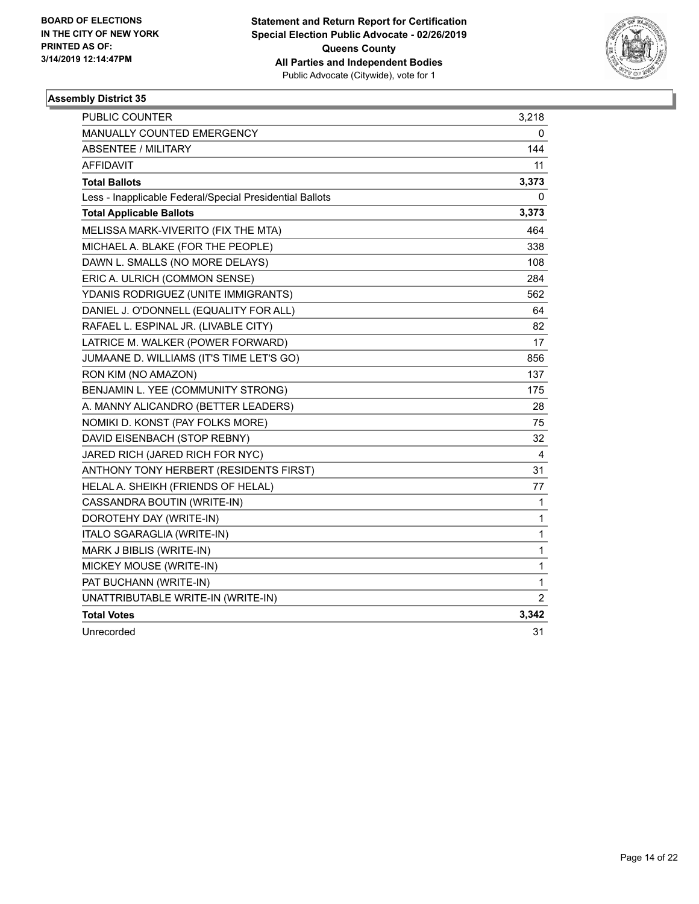**BOARD OF ELECTIONS IN THE CITY OF NEW YORK PRINTED AS OF: 3/14/2019 12:14:47PM**

**Statement and Return Report for Certification Special Election Public Advocate - 02/26/2019 Queens County All Parties and Independent Bodies**
Public Advocate (Citywide), vote for 1

### Assembly District 35

| | |
|---|---|
| PUBLIC COUNTER | 3,218 |
| MANUALLY COUNTED EMERGENCY | 0 |
| ABSENTEE / MILITARY | 144 |
| AFFIDAVIT | 11 |
| **Total Ballots** | **3,373** |
| Less - Inapplicable Federal/Special Presidential Ballots | 0 |
| **Total Applicable Ballots** | **3,373** |
| MELISSA MARK-VIVERITO (FIX THE MTA) | 464 |
| MICHAEL A. BLAKE (FOR THE PEOPLE) | 338 |
| DAWN L. SMALLS (NO MORE DELAYS) | 108 |
| ERIC A. ULRICH (COMMON SENSE) | 284 |
| YDANIS RODRIGUEZ (UNITE IMMIGRANTS) | 562 |
| DANIEL J. O'DONNELL (EQUALITY FOR ALL) | 64 |
| RAFAEL L. ESPINAL JR. (LIVABLE CITY) | 82 |
| LATRICE M. WALKER (POWER FORWARD) | 17 |
| JUMAANE D. WILLIAMS (IT'S TIME LET'S GO) | 856 |
| RON KIM (NO AMAZON) | 137 |
| BENJAMIN L. YEE (COMMUNITY STRONG) | 175 |
| A. MANNY ALICANDRO (BETTER LEADERS) | 28 |
| NOMIKI D. KONST (PAY FOLKS MORE) | 75 |
| DAVID EISENBACH (STOP REBNY) | 32 |
| JARED RICH (JARED RICH FOR NYC) | 4 |
| ANTHONY TONY HERBERT (RESIDENTS FIRST) | 31 |
| HELAL A. SHEIKH (FRIENDS OF HELAL) | 77 |
| CASSANDRA BOUTIN (WRITE-IN) | 1 |
| DOROTEHY DAY (WRITE-IN) | 1 |
| ITALO SGARAGLIA (WRITE-IN) | 1 |
| MARK J BIBLIS (WRITE-IN) | 1 |
| MICKEY MOUSE (WRITE-IN) | 1 |
| PAT BUCHANN (WRITE-IN) | 1 |
| UNATTRIBUTABLE WRITE-IN (WRITE-IN) | 2 |
| **Total Votes** | **3,342** |
| Unrecorded | 31 |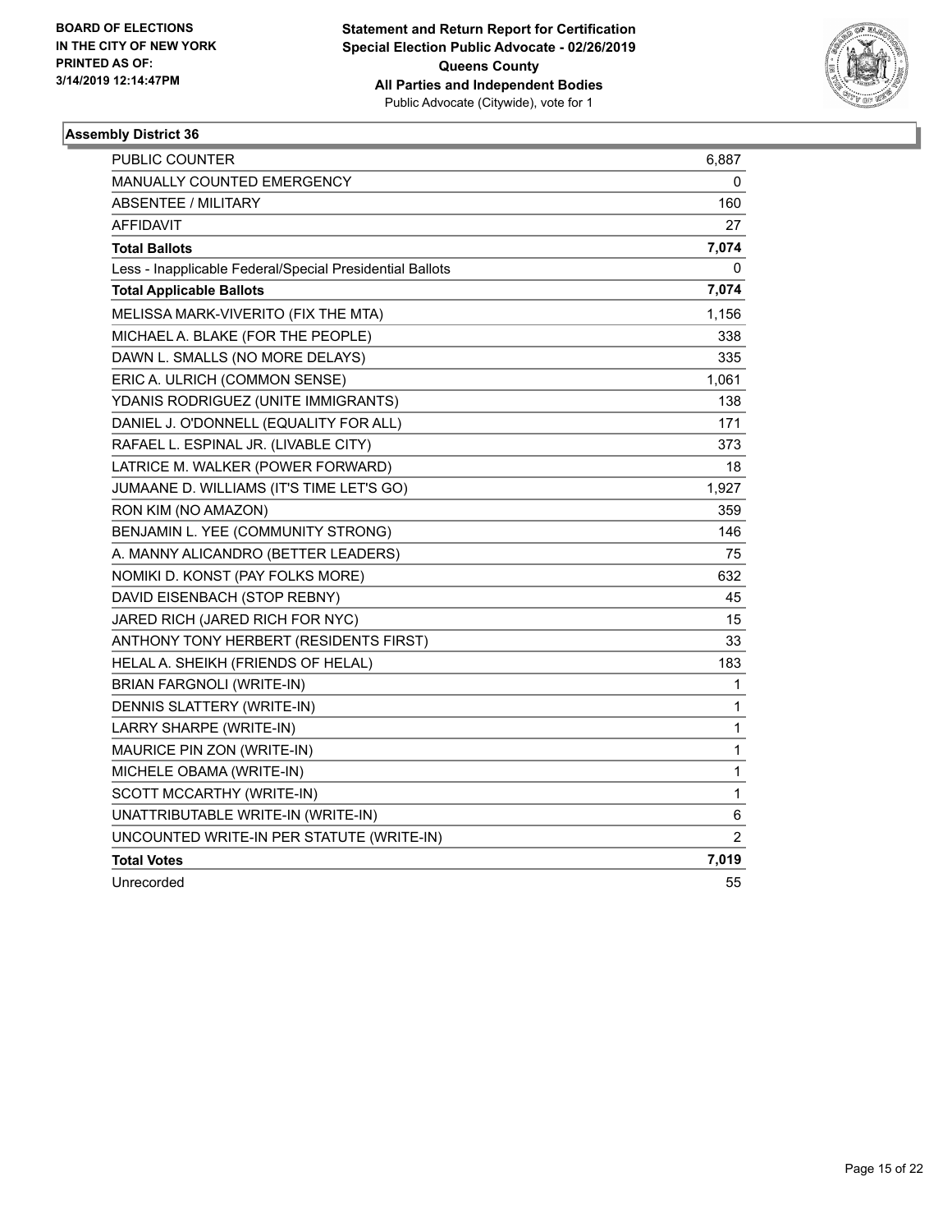BOARD OF ELECTIONS
IN THE CITY OF NEW YORK
PRINTED AS OF:
3/14/2019 12:14:47PM

**Statement and Return Report for Certification**
**Special Election Public Advocate - 02/26/2019**
**Queens County**
**All Parties and Independent Bodies**
Public Advocate (Citywide), vote for 1

### Assembly District 36

| | |
|---|---|
| PUBLIC COUNTER | 6,887 |
| MANUALLY COUNTED EMERGENCY | 0 |
| ABSENTEE / MILITARY | 160 |
| AFFIDAVIT | 27 |
| **Total Ballots** | **7,074** |
| Less - Inapplicable Federal/Special Presidential Ballots | 0 |
| **Total Applicable Ballots** | **7,074** |
| MELISSA MARK-VIVERITO (FIX THE MTA) | 1,156 |
| MICHAEL A. BLAKE (FOR THE PEOPLE) | 338 |
| DAWN L. SMALLS (NO MORE DELAYS) | 335 |
| ERIC A. ULRICH (COMMON SENSE) | 1,061 |
| YDANIS RODRIGUEZ (UNITE IMMIGRANTS) | 138 |
| DANIEL J. O'DONNELL (EQUALITY FOR ALL) | 171 |
| RAFAEL L. ESPINAL JR. (LIVABLE CITY) | 373 |
| LATRICE M. WALKER (POWER FORWARD) | 18 |
| JUMAANE D. WILLIAMS (IT'S TIME LET'S GO) | 1,927 |
| RON KIM (NO AMAZON) | 359 |
| BENJAMIN L. YEE (COMMUNITY STRONG) | 146 |
| A. MANNY ALICANDRO (BETTER LEADERS) | 75 |
| NOMIKI D. KONST (PAY FOLKS MORE) | 632 |
| DAVID EISENBACH (STOP REBNY) | 45 |
| JARED RICH (JARED RICH FOR NYC) | 15 |
| ANTHONY TONY HERBERT (RESIDENTS FIRST) | 33 |
| HELAL A. SHEIKH (FRIENDS OF HELAL) | 183 |
| BRIAN FARGNOLI (WRITE-IN) | 1 |
| DENNIS SLATTERY (WRITE-IN) | 1 |
| LARRY SHARPE (WRITE-IN) | 1 |
| MAURICE PIN ZON (WRITE-IN) | 1 |
| MICHELE OBAMA (WRITE-IN) | 1 |
| SCOTT MCCARTHY (WRITE-IN) | 1 |
| UNATTRIBUTABLE WRITE-IN (WRITE-IN) | 6 |
| UNCOUNTED WRITE-IN PER STATUTE (WRITE-IN) | 2 |
| **Total Votes** | **7,019** |
| Unrecorded | 55 |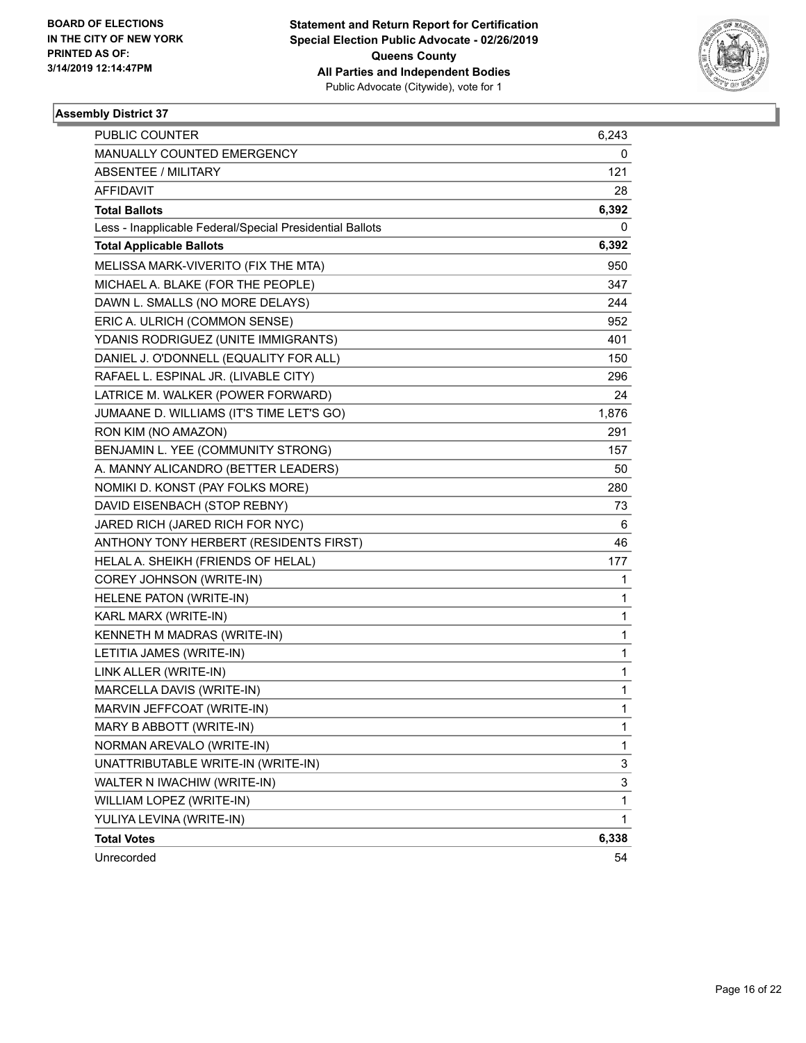BOARD OF ELECTIONS
IN THE CITY OF NEW YORK
PRINTED AS OF:
3/14/2019 12:14:47PM

**Statement and Return Report for Certification**
**Special Election Public Advocate - 02/26/2019**
**Queens County**
**All Parties and Independent Bodies**
Public Advocate (Citywide), vote for 1

### Assembly District 37

| | |
|---|---|
| PUBLIC COUNTER | 6,243 |
| MANUALLY COUNTED EMERGENCY | 0 |
| ABSENTEE / MILITARY | 121 |
| AFFIDAVIT | 28 |
| **Total Ballots** | **6,392** |
| Less - Inapplicable Federal/Special Presidential Ballots | 0 |
| **Total Applicable Ballots** | **6,392** |
| MELISSA MARK-VIVERITO (FIX THE MTA) | 950 |
| MICHAEL A. BLAKE (FOR THE PEOPLE) | 347 |
| DAWN L. SMALLS (NO MORE DELAYS) | 244 |
| ERIC A. ULRICH (COMMON SENSE) | 952 |
| YDANIS RODRIGUEZ (UNITE IMMIGRANTS) | 401 |
| DANIEL J. O'DONNELL (EQUALITY FOR ALL) | 150 |
| RAFAEL L. ESPINAL JR. (LIVABLE CITY) | 296 |
| LATRICE M. WALKER (POWER FORWARD) | 24 |
| JUMAANE D. WILLIAMS (IT'S TIME LET'S GO) | 1,876 |
| RON KIM (NO AMAZON) | 291 |
| BENJAMIN L. YEE (COMMUNITY STRONG) | 157 |
| A. MANNY ALICANDRO (BETTER LEADERS) | 50 |
| NOMIKI D. KONST (PAY FOLKS MORE) | 280 |
| DAVID EISENBACH (STOP REBNY) | 73 |
| JARED RICH (JARED RICH FOR NYC) | 6 |
| ANTHONY TONY HERBERT (RESIDENTS FIRST) | 46 |
| HELAL A. SHEIKH (FRIENDS OF HELAL) | 177 |
| COREY JOHNSON (WRITE-IN) | 1 |
| HELENE PATON (WRITE-IN) | 1 |
| KARL MARX (WRITE-IN) | 1 |
| KENNETH M MADRAS (WRITE-IN) | 1 |
| LETITIA JAMES (WRITE-IN) | 1 |
| LINK ALLER (WRITE-IN) | 1 |
| MARCELLA DAVIS (WRITE-IN) | 1 |
| MARVIN JEFFCOAT (WRITE-IN) | 1 |
| MARY B ABBOTT (WRITE-IN) | 1 |
| NORMAN AREVALO (WRITE-IN) | 1 |
| UNATTRIBUTABLE WRITE-IN (WRITE-IN) | 3 |
| WALTER N IWACHIW (WRITE-IN) | 3 |
| WILLIAM LOPEZ (WRITE-IN) | 1 |
| YULIYA LEVINA (WRITE-IN) | 1 |
| **Total Votes** | **6,338** |
| Unrecorded | 54 |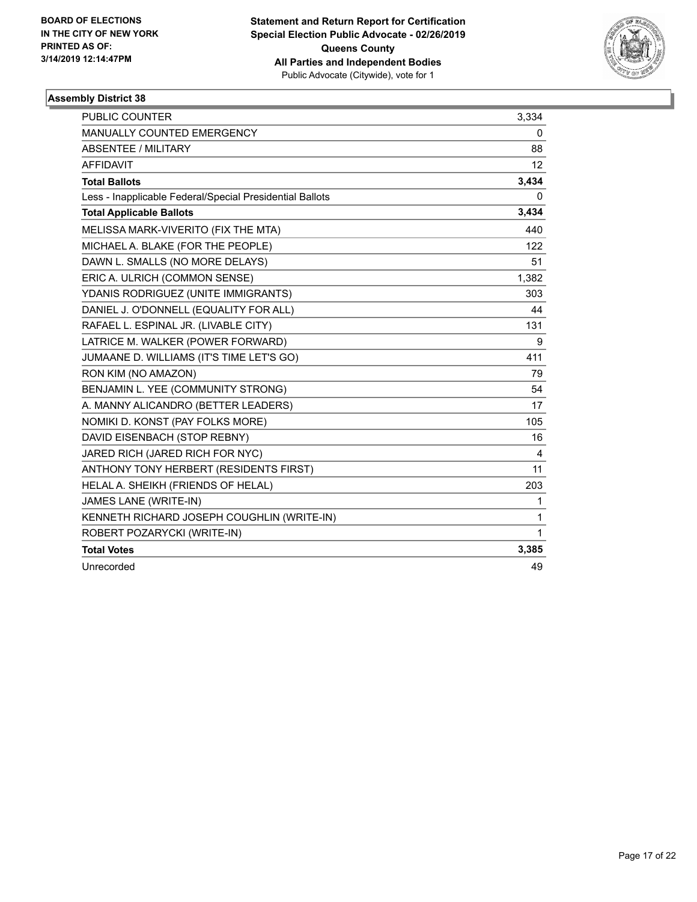BOARD OF ELECTIONS
IN THE CITY OF NEW YORK
PRINTED AS OF:
3/14/2019 12:14:47PM

**Statement and Return Report for Certification**
**Special Election Public Advocate - 02/26/2019**
**Queens County**
**All Parties and Independent Bodies**
Public Advocate (Citywide), vote for 1

### Assembly District 38

| | |
|---|---|
| PUBLIC COUNTER | 3,334 |
| MANUALLY COUNTED EMERGENCY | 0 |
| ABSENTEE / MILITARY | 88 |
| AFFIDAVIT | 12 |
| **Total Ballots** | **3,434** |
| Less - Inapplicable Federal/Special Presidential Ballots | 0 |
| **Total Applicable Ballots** | **3,434** |
| MELISSA MARK-VIVERITO (FIX THE MTA) | 440 |
| MICHAEL A. BLAKE (FOR THE PEOPLE) | 122 |
| DAWN L. SMALLS (NO MORE DELAYS) | 51 |
| ERIC A. ULRICH (COMMON SENSE) | 1,382 |
| YDANIS RODRIGUEZ (UNITE IMMIGRANTS) | 303 |
| DANIEL J. O'DONNELL (EQUALITY FOR ALL) | 44 |
| RAFAEL L. ESPINAL JR. (LIVABLE CITY) | 131 |
| LATRICE M. WALKER (POWER FORWARD) | 9 |
| JUMAANE D. WILLIAMS (IT'S TIME LET'S GO) | 411 |
| RON KIM (NO AMAZON) | 79 |
| BENJAMIN L. YEE (COMMUNITY STRONG) | 54 |
| A. MANNY ALICANDRO (BETTER LEADERS) | 17 |
| NOMIKI D. KONST (PAY FOLKS MORE) | 105 |
| DAVID EISENBACH (STOP REBNY) | 16 |
| JARED RICH (JARED RICH FOR NYC) | 4 |
| ANTHONY TONY HERBERT (RESIDENTS FIRST) | 11 |
| HELAL A. SHEIKH (FRIENDS OF HELAL) | 203 |
| JAMES LANE (WRITE-IN) | 1 |
| KENNETH RICHARD JOSEPH COUGHLIN (WRITE-IN) | 1 |
| ROBERT POZARYCKI (WRITE-IN) | 1 |
| **Total Votes** | **3,385** |
| Unrecorded | 49 |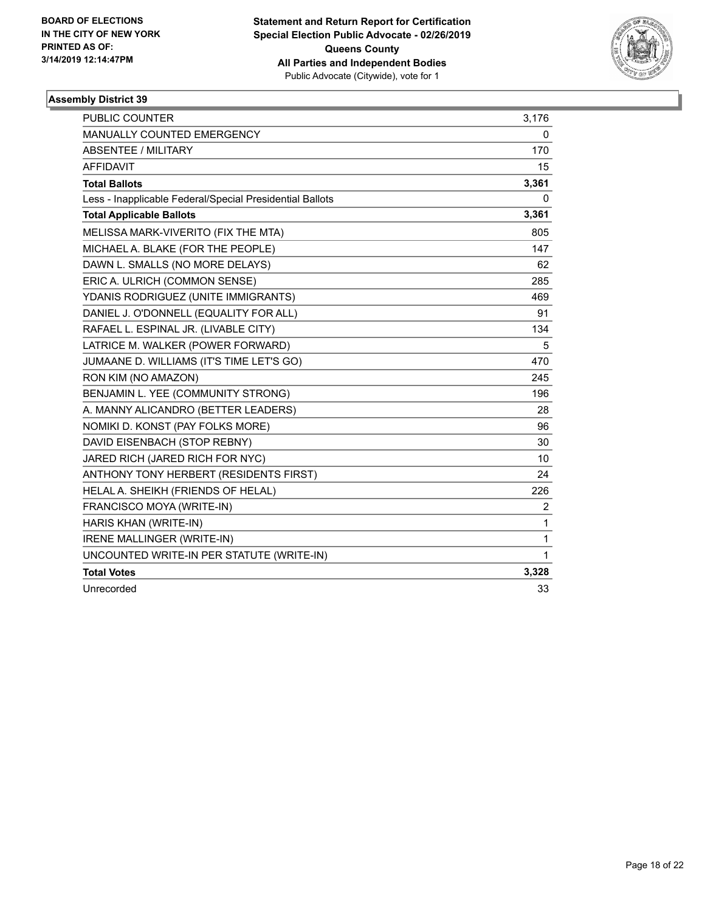BOARD OF ELECTIONS
IN THE CITY OF NEW YORK
PRINTED AS OF:
3/14/2019 12:14:47PM

**Statement and Return Report for Certification**
**Special Election Public Advocate - 02/26/2019**
**Queens County**
**All Parties and Independent Bodies**
Public Advocate (Citywide), vote for 1

### Assembly District 39

| | |
|---|---|
| PUBLIC COUNTER | 3,176 |
| MANUALLY COUNTED EMERGENCY | 0 |
| ABSENTEE / MILITARY | 170 |
| AFFIDAVIT | 15 |
| **Total Ballots** | **3,361** |
| Less - Inapplicable Federal/Special Presidential Ballots | 0 |
| **Total Applicable Ballots** | **3,361** |
| MELISSA MARK-VIVERITO (FIX THE MTA) | 805 |
| MICHAEL A. BLAKE (FOR THE PEOPLE) | 147 |
| DAWN L. SMALLS (NO MORE DELAYS) | 62 |
| ERIC A. ULRICH (COMMON SENSE) | 285 |
| YDANIS RODRIGUEZ (UNITE IMMIGRANTS) | 469 |
| DANIEL J. O'DONNELL (EQUALITY FOR ALL) | 91 |
| RAFAEL L. ESPINAL JR. (LIVABLE CITY) | 134 |
| LATRICE M. WALKER (POWER FORWARD) | 5 |
| JUMAANE D. WILLIAMS (IT'S TIME LET'S GO) | 470 |
| RON KIM (NO AMAZON) | 245 |
| BENJAMIN L. YEE (COMMUNITY STRONG) | 196 |
| A. MANNY ALICANDRO (BETTER LEADERS) | 28 |
| NOMIKI D. KONST (PAY FOLKS MORE) | 96 |
| DAVID EISENBACH (STOP REBNY) | 30 |
| JARED RICH (JARED RICH FOR NYC) | 10 |
| ANTHONY TONY HERBERT (RESIDENTS FIRST) | 24 |
| HELAL A. SHEIKH (FRIENDS OF HELAL) | 226 |
| FRANCISCO MOYA (WRITE-IN) | 2 |
| HARIS KHAN (WRITE-IN) | 1 |
| IRENE MALLINGER (WRITE-IN) | 1 |
| UNCOUNTED WRITE-IN PER STATUTE (WRITE-IN) | 1 |
| **Total Votes** | **3,328** |
| Unrecorded | 33 |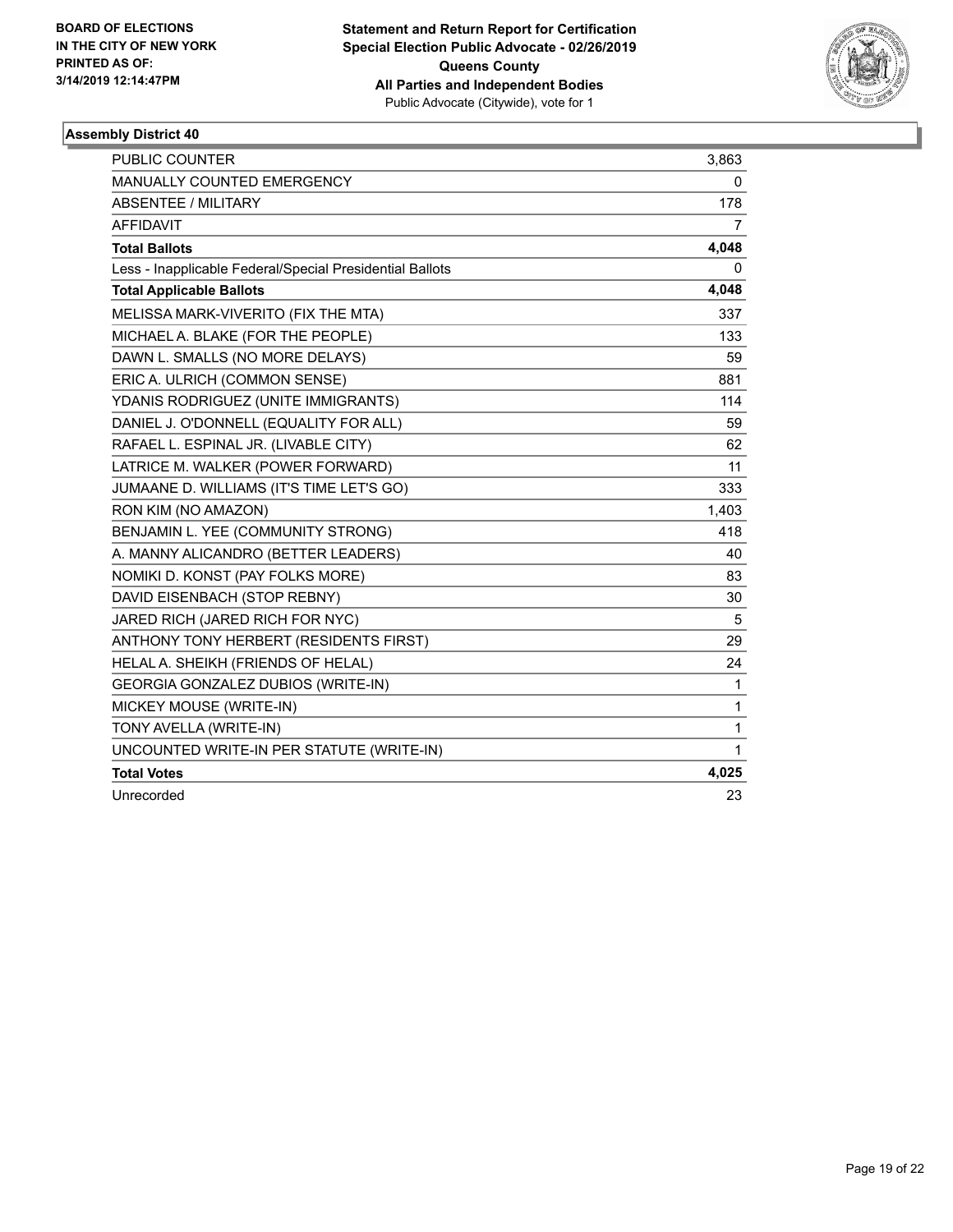BOARD OF ELECTIONS
IN THE CITY OF NEW YORK
PRINTED AS OF:
3/14/2019 12:14:47PM

**Statement and Return Report for Certification**
**Special Election Public Advocate - 02/26/2019**
**Queens County**
**All Parties and Independent Bodies**
Public Advocate (Citywide), vote for 1

### Assembly District 40

| | |
|---|---|
| PUBLIC COUNTER | 3,863 |
| MANUALLY COUNTED EMERGENCY | 0 |
| ABSENTEE / MILITARY | 178 |
| AFFIDAVIT | 7 |
| **Total Ballots** | **4,048** |
| Less - Inapplicable Federal/Special Presidential Ballots | 0 |
| **Total Applicable Ballots** | **4,048** |
| MELISSA MARK-VIVERITO (FIX THE MTA) | 337 |
| MICHAEL A. BLAKE (FOR THE PEOPLE) | 133 |
| DAWN L. SMALLS (NO MORE DELAYS) | 59 |
| ERIC A. ULRICH (COMMON SENSE) | 881 |
| YDANIS RODRIGUEZ (UNITE IMMIGRANTS) | 114 |
| DANIEL J. O'DONNELL (EQUALITY FOR ALL) | 59 |
| RAFAEL L. ESPINAL JR. (LIVABLE CITY) | 62 |
| LATRICE M. WALKER (POWER FORWARD) | 11 |
| JUMAANE D. WILLIAMS (IT'S TIME LET'S GO) | 333 |
| RON KIM (NO AMAZON) | 1,403 |
| BENJAMIN L. YEE (COMMUNITY STRONG) | 418 |
| A. MANNY ALICANDRO (BETTER LEADERS) | 40 |
| NOMIKI D. KONST (PAY FOLKS MORE) | 83 |
| DAVID EISENBACH (STOP REBNY) | 30 |
| JARED RICH (JARED RICH FOR NYC) | 5 |
| ANTHONY TONY HERBERT (RESIDENTS FIRST) | 29 |
| HELAL A. SHEIKH (FRIENDS OF HELAL) | 24 |
| GEORGIA GONZALEZ DUBIOS (WRITE-IN) | 1 |
| MICKEY MOUSE (WRITE-IN) | 1 |
| TONY AVELLA (WRITE-IN) | 1 |
| UNCOUNTED WRITE-IN PER STATUTE (WRITE-IN) | 1 |
| **Total Votes** | **4,025** |
| Unrecorded | 23 |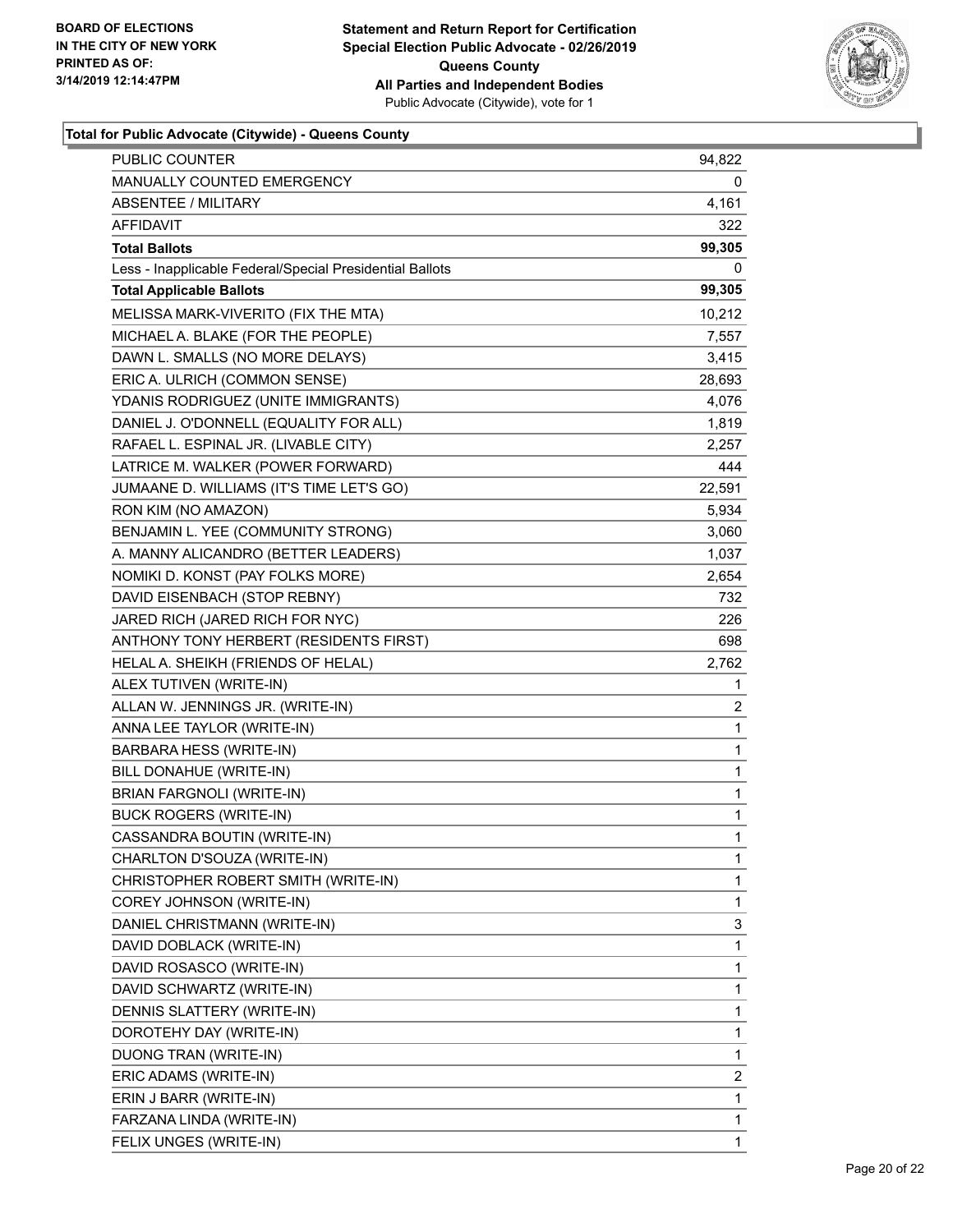BOARD OF ELECTIONS
IN THE CITY OF NEW YORK
PRINTED AS OF:
3/14/2019 12:14:47PM

**Statement and Return Report for Certification**
**Special Election Public Advocate - 02/26/2019**
**Queens County**
**All Parties and Independent Bodies**
Public Advocate (Citywide), vote for 1

### Total for Public Advocate (Citywide) - Queens County

| | |
|---|---|
| PUBLIC COUNTER | 94,822 |
| MANUALLY COUNTED EMERGENCY | 0 |
| ABSENTEE / MILITARY | 4,161 |
| AFFIDAVIT | 322 |
| **Total Ballots** | **99,305** |
| Less - Inapplicable Federal/Special Presidential Ballots | 0 |
| **Total Applicable Ballots** | **99,305** |
| MELISSA MARK-VIVERITO (FIX THE MTA) | 10,212 |
| MICHAEL A. BLAKE (FOR THE PEOPLE) | 7,557 |
| DAWN L. SMALLS (NO MORE DELAYS) | 3,415 |
| ERIC A. ULRICH (COMMON SENSE) | 28,693 |
| YDANIS RODRIGUEZ (UNITE IMMIGRANTS) | 4,076 |
| DANIEL J. O'DONNELL (EQUALITY FOR ALL) | 1,819 |
| RAFAEL L. ESPINAL JR. (LIVABLE CITY) | 2,257 |
| LATRICE M. WALKER (POWER FORWARD) | 444 |
| JUMAANE D. WILLIAMS (IT'S TIME LET'S GO) | 22,591 |
| RON KIM (NO AMAZON) | 5,934 |
| BENJAMIN L. YEE (COMMUNITY STRONG) | 3,060 |
| A. MANNY ALICANDRO (BETTER LEADERS) | 1,037 |
| NOMIKI D. KONST (PAY FOLKS MORE) | 2,654 |
| DAVID EISENBACH (STOP REBNY) | 732 |
| JARED RICH (JARED RICH FOR NYC) | 226 |
| ANTHONY TONY HERBERT (RESIDENTS FIRST) | 698 |
| HELAL A. SHEIKH (FRIENDS OF HELAL) | 2,762 |
| ALEX TUTIVEN (WRITE-IN) | 1 |
| ALLAN W. JENNINGS JR. (WRITE-IN) | 2 |
| ANNA LEE TAYLOR (WRITE-IN) | 1 |
| BARBARA HESS (WRITE-IN) | 1 |
| BILL DONAHUE (WRITE-IN) | 1 |
| BRIAN FARGNOLI (WRITE-IN) | 1 |
| BUCK ROGERS (WRITE-IN) | 1 |
| CASSANDRA BOUTIN (WRITE-IN) | 1 |
| CHARLTON D'SOUZA (WRITE-IN) | 1 |
| CHRISTOPHER ROBERT SMITH (WRITE-IN) | 1 |
| COREY JOHNSON (WRITE-IN) | 1 |
| DANIEL CHRISTMANN (WRITE-IN) | 3 |
| DAVID DOBLACK (WRITE-IN) | 1 |
| DAVID ROSASCO (WRITE-IN) | 1 |
| DAVID SCHWARTZ (WRITE-IN) | 1 |
| DENNIS SLATTERY (WRITE-IN) | 1 |
| DOROTEHY DAY (WRITE-IN) | 1 |
| DUONG TRAN (WRITE-IN) | 1 |
| ERIC ADAMS (WRITE-IN) | 2 |
| ERIN J BARR (WRITE-IN) | 1 |
| FARZANA LINDA (WRITE-IN) | 1 |
| FELIX UNGES (WRITE-IN) | 1 |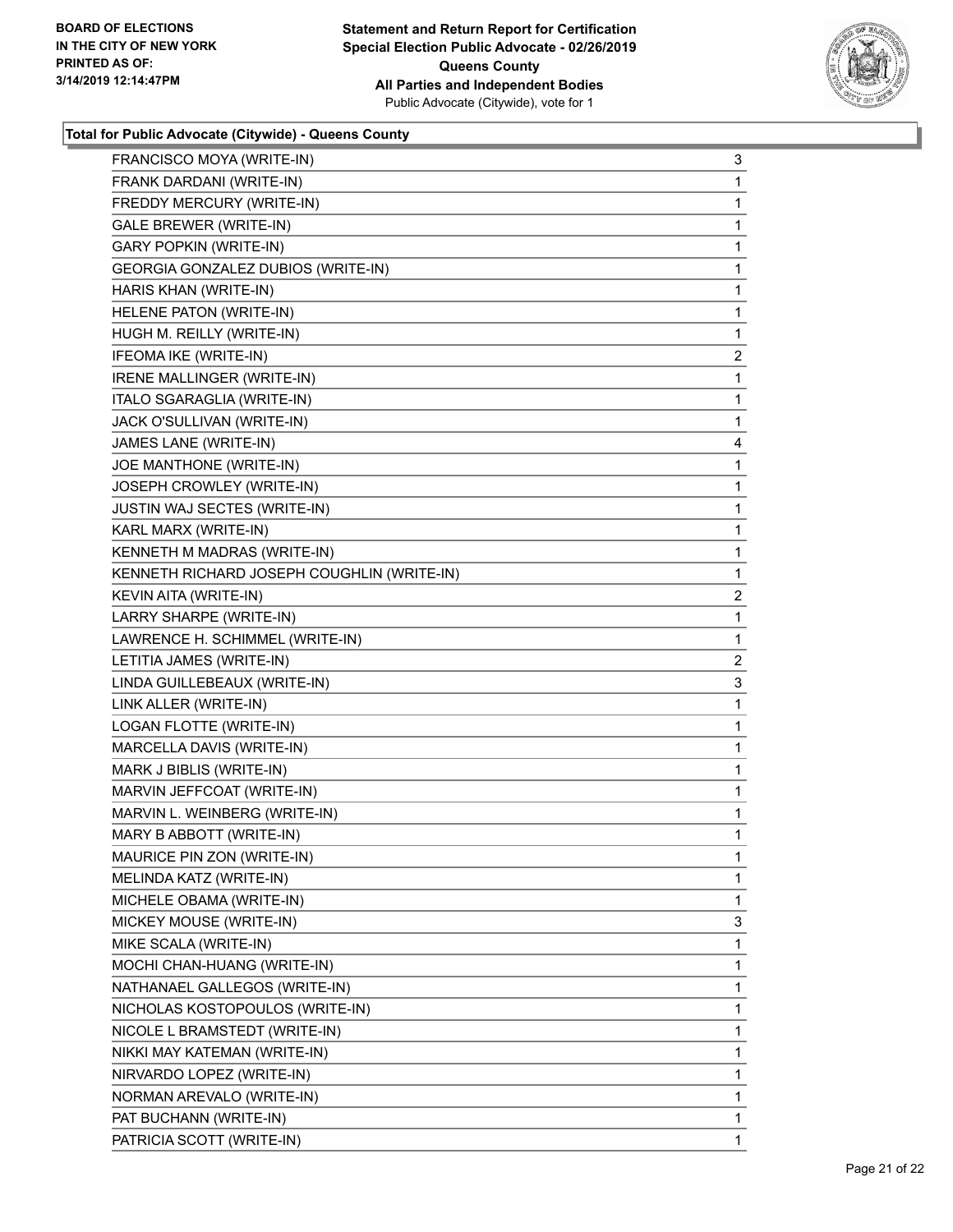**BOARD OF ELECTIONS IN THE CITY OF NEW YORK PRINTED AS OF: 3/14/2019 12:14:47PM**

**Statement and Return Report for Certification Special Election Public Advocate - 02/26/2019 Queens County All Parties and Independent Bodies**
Public Advocate (Citywide), vote for 1

### Total for Public Advocate (Citywide) - Queens County

| | |
|---|---|
| FRANCISCO MOYA (WRITE-IN) | 3 |
| FRANK DARDANI (WRITE-IN) | 1 |
| FREDDY MERCURY (WRITE-IN) | 1 |
| GALE BREWER (WRITE-IN) | 1 |
| GARY POPKIN (WRITE-IN) | 1 |
| GEORGIA GONZALEZ DUBIOS (WRITE-IN) | 1 |
| HARIS KHAN (WRITE-IN) | 1 |
| HELENE PATON (WRITE-IN) | 1 |
| HUGH M. REILLY (WRITE-IN) | 1 |
| IFEOMA IKE (WRITE-IN) | 2 |
| IRENE MALLINGER (WRITE-IN) | 1 |
| ITALO SGARAGLIA (WRITE-IN) | 1 |
| JACK O'SULLIVAN (WRITE-IN) | 1 |
| JAMES LANE (WRITE-IN) | 4 |
| JOE MANTHONE (WRITE-IN) | 1 |
| JOSEPH CROWLEY (WRITE-IN) | 1 |
| JUSTIN WAJ SECTES (WRITE-IN) | 1 |
| KARL MARX (WRITE-IN) | 1 |
| KENNETH M MADRAS (WRITE-IN) | 1 |
| KENNETH RICHARD JOSEPH COUGHLIN (WRITE-IN) | 1 |
| KEVIN AITA (WRITE-IN) | 2 |
| LARRY SHARPE (WRITE-IN) | 1 |
| LAWRENCE H. SCHIMMEL (WRITE-IN) | 1 |
| LETITIA JAMES (WRITE-IN) | 2 |
| LINDA GUILLEBEAUX (WRITE-IN) | 3 |
| LINK ALLER (WRITE-IN) | 1 |
| LOGAN FLOTTE (WRITE-IN) | 1 |
| MARCELLA DAVIS (WRITE-IN) | 1 |
| MARK J BIBLIS (WRITE-IN) | 1 |
| MARVIN JEFFCOAT (WRITE-IN) | 1 |
| MARVIN L. WEINBERG (WRITE-IN) | 1 |
| MARY B ABBOTT (WRITE-IN) | 1 |
| MAURICE PIN ZON (WRITE-IN) | 1 |
| MELINDA KATZ (WRITE-IN) | 1 |
| MICHELE OBAMA (WRITE-IN) | 1 |
| MICKEY MOUSE (WRITE-IN) | 3 |
| MIKE SCALA (WRITE-IN) | 1 |
| MOCHI CHAN-HUANG (WRITE-IN) | 1 |
| NATHANAEL GALLEGOS (WRITE-IN) | 1 |
| NICHOLAS KOSTOPOULOS (WRITE-IN) | 1 |
| NICOLE L BRAMSTEDT (WRITE-IN) | 1 |
| NIKKI MAY KATEMAN (WRITE-IN) | 1 |
| NIRVARDO LOPEZ (WRITE-IN) | 1 |
| NORMAN AREVALO (WRITE-IN) | 1 |
| PAT BUCHANN (WRITE-IN) | 1 |
| PATRICIA SCOTT (WRITE-IN) | 1 |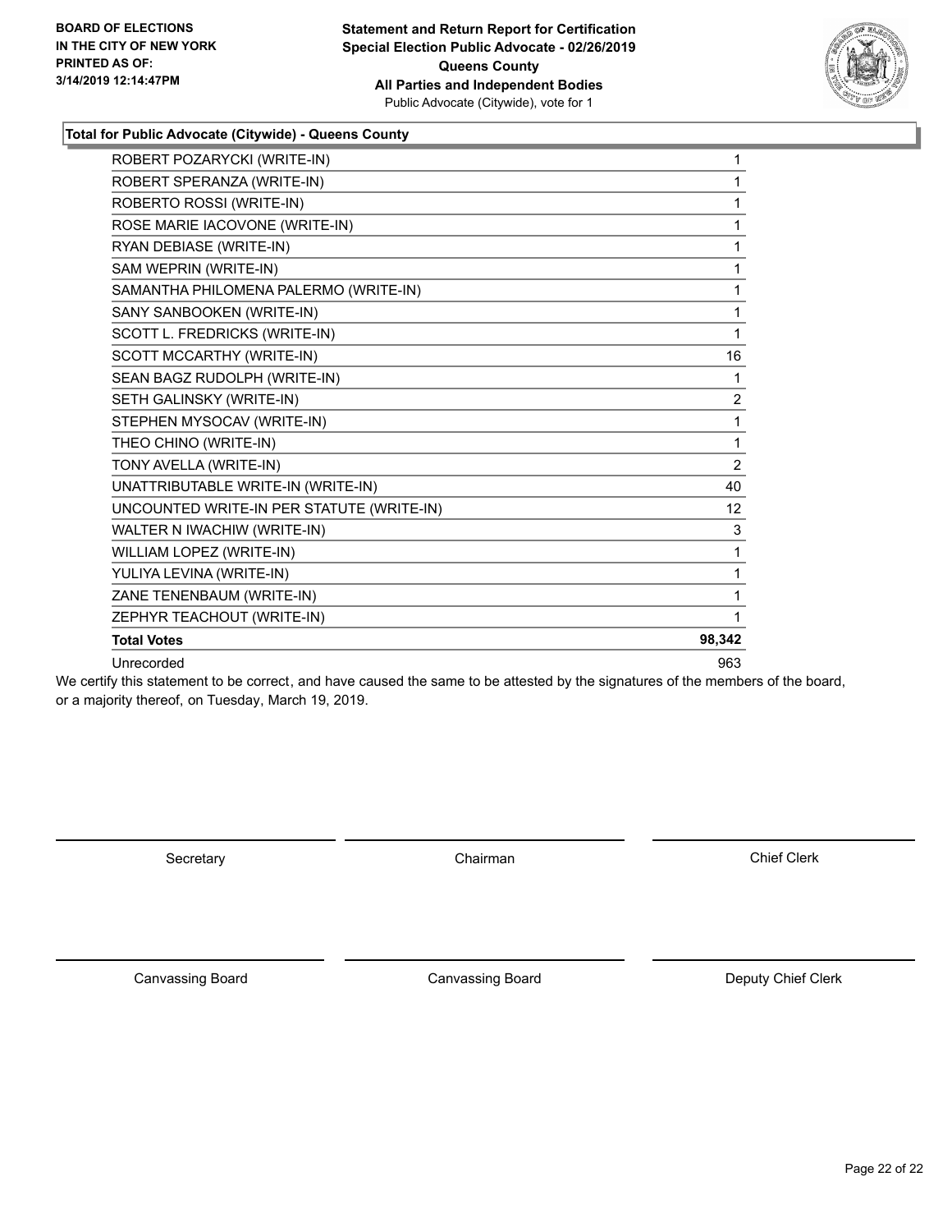**BOARD OF ELECTIONS IN THE CITY OF NEW YORK PRINTED AS OF: 3/14/2019 12:14:47PM**

**Statement and Return Report for Certification Special Election Public Advocate - 02/26/2019 Queens County All Parties and Independent Bodies**
Public Advocate (Citywide), vote for 1

### Total for Public Advocate (Citywide) - Queens County

| | |
|---|---|
| ROBERT POZARYCKI (WRITE-IN) | 1 |
| ROBERT SPERANZA (WRITE-IN) | 1 |
| ROBERTO ROSSI (WRITE-IN) | 1 |
| ROSE MARIE IACOVONE (WRITE-IN) | 1 |
| RYAN DEBIASE (WRITE-IN) | 1 |
| SAM WEPRIN (WRITE-IN) | 1 |
| SAMANTHA PHILOMENA PALERMO (WRITE-IN) | 1 |
| SANY SANBOOKEN (WRITE-IN) | 1 |
| SCOTT L. FREDRICKS (WRITE-IN) | 1 |
| SCOTT MCCARTHY (WRITE-IN) | 16 |
| SEAN BAGZ RUDOLPH (WRITE-IN) | 1 |
| SETH GALINSKY (WRITE-IN) | 2 |
| STEPHEN MYSOCAV (WRITE-IN) | 1 |
| THEO CHINO (WRITE-IN) | 1 |
| TONY AVELLA (WRITE-IN) | 2 |
| UNATTRIBUTABLE WRITE-IN (WRITE-IN) | 40 |
| UNCOUNTED WRITE-IN PER STATUTE (WRITE-IN) | 12 |
| WALTER N IWACHIW (WRITE-IN) | 3 |
| WILLIAM LOPEZ (WRITE-IN) | 1 |
| YULIYA LEVINA (WRITE-IN) | 1 |
| ZANE TENENBAUM (WRITE-IN) | 1 |
| ZEPHYR TEACHOUT (WRITE-IN) | 1 |
| **Total Votes** | **98,342** |
| Unrecorded | 963 |

We certify this statement to be correct, and have caused the same to be attested by the signatures of the members of the board, or a majority thereof, on Tuesday, March 19, 2019.

Secretary

Chairman

Chief Clerk

Canvassing Board

Canvassing Board

Deputy Chief Clerk